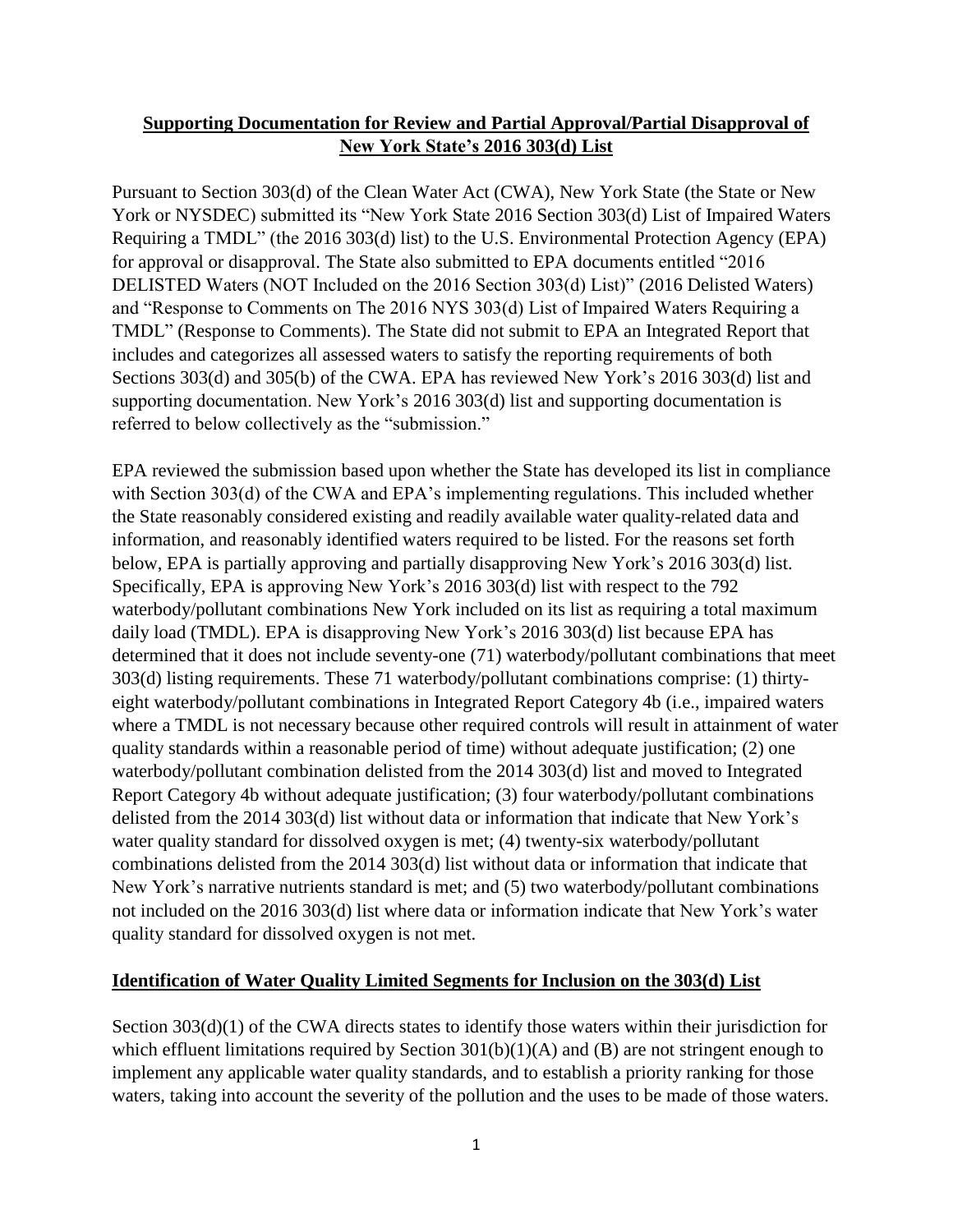**Supporting Documentation for Review and Partial Approval/Partial Disapproval of New York State's 2016 303(d) List**

Pursuant to Section 303(d) of the Clean Water Act (CWA), New York State (the State or New York or NYSDEC) submitted its "New York State 2016 Section 303(d) List of Impaired Waters Requiring a TMDL" (the 2016 303(d) list) to the U.S. Environmental Protection Agency (EPA) for approval or disapproval. The State also submitted to EPA documents entitled "2016 DELISTED Waters (NOT Included on the 2016 Section 303(d) List)" (2016 Delisted Waters) and "Response to Comments on The 2016 NYS 303(d) List of Impaired Waters Requiring a TMDL" (Response to Comments). The State did not submit to EPA an Integrated Report that includes and categorizes all assessed waters to satisfy the reporting requirements of both Sections 303(d) and 305(b) of the CWA. EPA has reviewed New York's 2016 303(d) list and supporting documentation. New York's 2016 303(d) list and supporting documentation is referred to below collectively as the "submission."

EPA reviewed the submission based upon whether the State has developed its list in compliance with Section 303(d) of the CWA and EPA's implementing regulations. This included whether the State reasonably considered existing and readily available water quality-related data and information, and reasonably identified waters required to be listed. For the reasons set forth below, EPA is partially approving and partially disapproving New York's 2016 303(d) list. Specifically, EPA is approving New York's 2016 303(d) list with respect to the 792 waterbody/pollutant combinations New York included on its list as requiring a total maximum daily load (TMDL). EPA is disapproving New York's 2016 303(d) list because EPA has determined that it does not include seventy-one (71) waterbody/pollutant combinations that meet 303(d) listing requirements. These 71 waterbody/pollutant combinations comprise: (1) thirty-eight waterbody/pollutant combinations in Integrated Report Category 4b (i.e., impaired waters where a TMDL is not necessary because other required controls will result in attainment of water quality standards within a reasonable period of time) without adequate justification; (2) one waterbody/pollutant combination delisted from the 2014 303(d) list and moved to Integrated Report Category 4b without adequate justification; (3) four waterbody/pollutant combinations delisted from the 2014 303(d) list without data or information that indicate that New York's water quality standard for dissolved oxygen is met; (4) twenty-six waterbody/pollutant combinations delisted from the 2014 303(d) list without data or information that indicate that New York's narrative nutrients standard is met; and (5) two waterbody/pollutant combinations not included on the 2016 303(d) list where data or information indicate that New York's water quality standard for dissolved oxygen is not met.

**Identification of Water Quality Limited Segments for Inclusion on the 303(d) List**

Section 303(d)(1) of the CWA directs states to identify those waters within their jurisdiction for which effluent limitations required by Section 301(b)(1)(A) and (B) are not stringent enough to implement any applicable water quality standards, and to establish a priority ranking for those waters, taking into account the severity of the pollution and the uses to be made of those waters.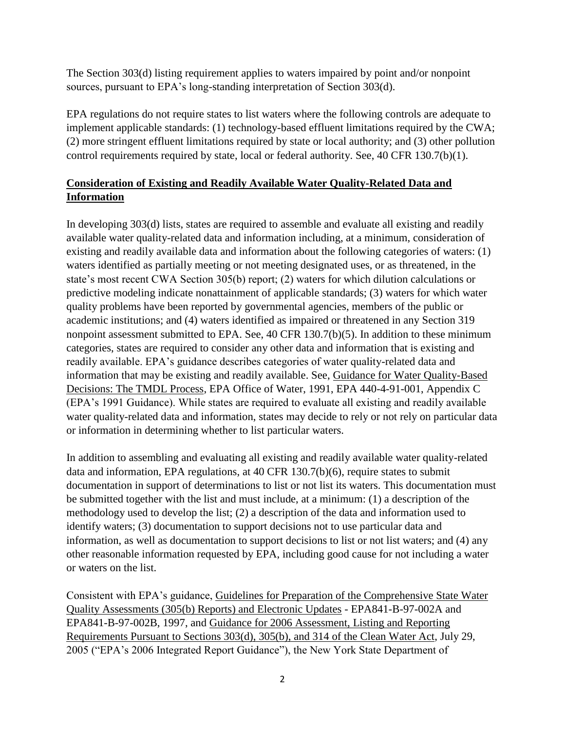The Section 303(d) listing requirement applies to waters impaired by point and/or nonpoint sources, pursuant to EPA's long-standing interpretation of Section 303(d).

EPA regulations do not require states to list waters where the following controls are adequate to implement applicable standards: (1) technology-based effluent limitations required by the CWA; (2) more stringent effluent limitations required by state or local authority; and (3) other pollution control requirements required by state, local or federal authority. See, 40 CFR 130.7(b)(1).

## **Consideration of Existing and Readily Available Water Quality-Related Data and Information**

In developing 303(d) lists, states are required to assemble and evaluate all existing and readily available water quality-related data and information including, at a minimum, consideration of existing and readily available data and information about the following categories of waters: (1) waters identified as partially meeting or not meeting designated uses, or as threatened, in the state's most recent CWA Section 305(b) report; (2) waters for which dilution calculations or predictive modeling indicate nonattainment of applicable standards; (3) waters for which water quality problems have been reported by governmental agencies, members of the public or academic institutions; and (4) waters identified as impaired or threatened in any Section 319 nonpoint assessment submitted to EPA. See, 40 CFR 130.7(b)(5). In addition to these minimum categories, states are required to consider any other data and information that is existing and readily available. EPA's guidance describes categories of water quality-related data and information that may be existing and readily available. See, Guidance for Water Quality-Based Decisions: The TMDL Process, EPA Office of Water, 1991, EPA 440-4-91-001, Appendix C (EPA's 1991 Guidance). While states are required to evaluate all existing and readily available water quality-related data and information, states may decide to rely or not rely on particular data or information in determining whether to list particular waters.

In addition to assembling and evaluating all existing and readily available water quality-related data and information, EPA regulations, at 40 CFR 130.7(b)(6), require states to submit documentation in support of determinations to list or not list its waters. This documentation must be submitted together with the list and must include, at a minimum: (1) a description of the methodology used to develop the list; (2) a description of the data and information used to identify waters; (3) documentation to support decisions not to use particular data and information, as well as documentation to support decisions to list or not list waters; and (4) any other reasonable information requested by EPA, including good cause for not including a water or waters on the list.

Consistent with EPA's guidance, Guidelines for Preparation of the Comprehensive State Water Quality Assessments (305(b) Reports) and Electronic Updates - EPA841-B-97-002A and EPA841-B-97-002B, 1997, and Guidance for 2006 Assessment, Listing and Reporting Requirements Pursuant to Sections 303(d), 305(b), and 314 of the Clean Water Act, July 29, 2005 ("EPA's 2006 Integrated Report Guidance"), the New York State Department of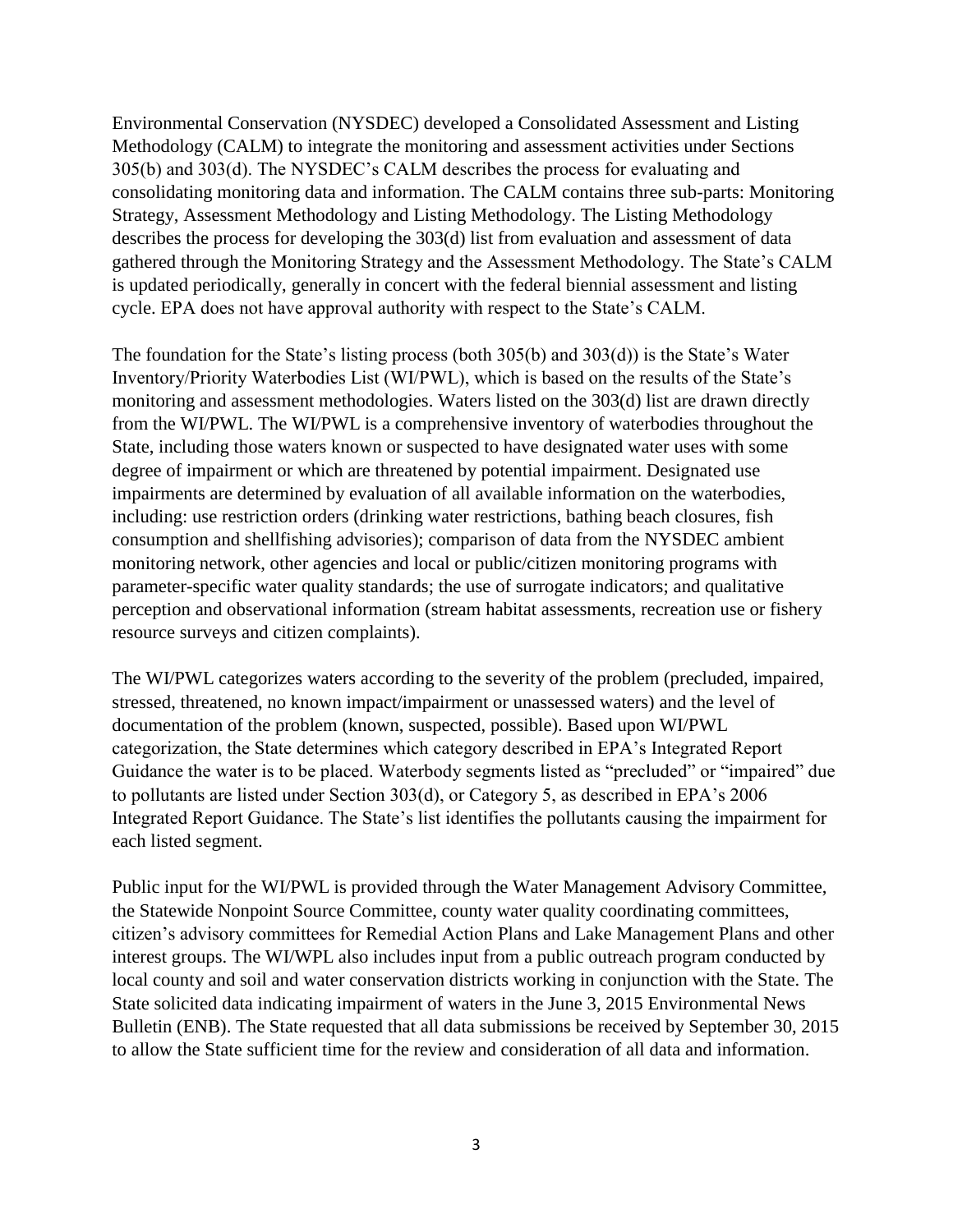Environmental Conservation (NYSDEC) developed a Consolidated Assessment and Listing Methodology (CALM) to integrate the monitoring and assessment activities under Sections 305(b) and 303(d). The NYSDEC's CALM describes the process for evaluating and consolidating monitoring data and information. The CALM contains three sub-parts: Monitoring Strategy, Assessment Methodology and Listing Methodology. The Listing Methodology describes the process for developing the 303(d) list from evaluation and assessment of data gathered through the Monitoring Strategy and the Assessment Methodology. The State's CALM is updated periodically, generally in concert with the federal biennial assessment and listing cycle. EPA does not have approval authority with respect to the State's CALM.

The foundation for the State's listing process (both 305(b) and 303(d)) is the State's Water Inventory/Priority Waterbodies List (WI/PWL), which is based on the results of the State's monitoring and assessment methodologies. Waters listed on the 303(d) list are drawn directly from the WI/PWL. The WI/PWL is a comprehensive inventory of waterbodies throughout the State, including those waters known or suspected to have designated water uses with some degree of impairment or which are threatened by potential impairment. Designated use impairments are determined by evaluation of all available information on the waterbodies, including: use restriction orders (drinking water restrictions, bathing beach closures, fish consumption and shellfishing advisories); comparison of data from the NYSDEC ambient monitoring network, other agencies and local or public/citizen monitoring programs with parameter-specific water quality standards; the use of surrogate indicators; and qualitative perception and observational information (stream habitat assessments, recreation use or fishery resource surveys and citizen complaints).

The WI/PWL categorizes waters according to the severity of the problem (precluded, impaired, stressed, threatened, no known impact/impairment or unassessed waters) and the level of documentation of the problem (known, suspected, possible). Based upon WI/PWL categorization, the State determines which category described in EPA's Integrated Report Guidance the water is to be placed. Waterbody segments listed as "precluded" or "impaired" due to pollutants are listed under Section 303(d), or Category 5, as described in EPA's 2006 Integrated Report Guidance. The State's list identifies the pollutants causing the impairment for each listed segment.

Public input for the WI/PWL is provided through the Water Management Advisory Committee, the Statewide Nonpoint Source Committee, county water quality coordinating committees, citizen's advisory committees for Remedial Action Plans and Lake Management Plans and other interest groups. The WI/WPL also includes input from a public outreach program conducted by local county and soil and water conservation districts working in conjunction with the State. The State solicited data indicating impairment of waters in the June 3, 2015 Environmental News Bulletin (ENB). The State requested that all data submissions be received by September 30, 2015 to allow the State sufficient time for the review and consideration of all data and information.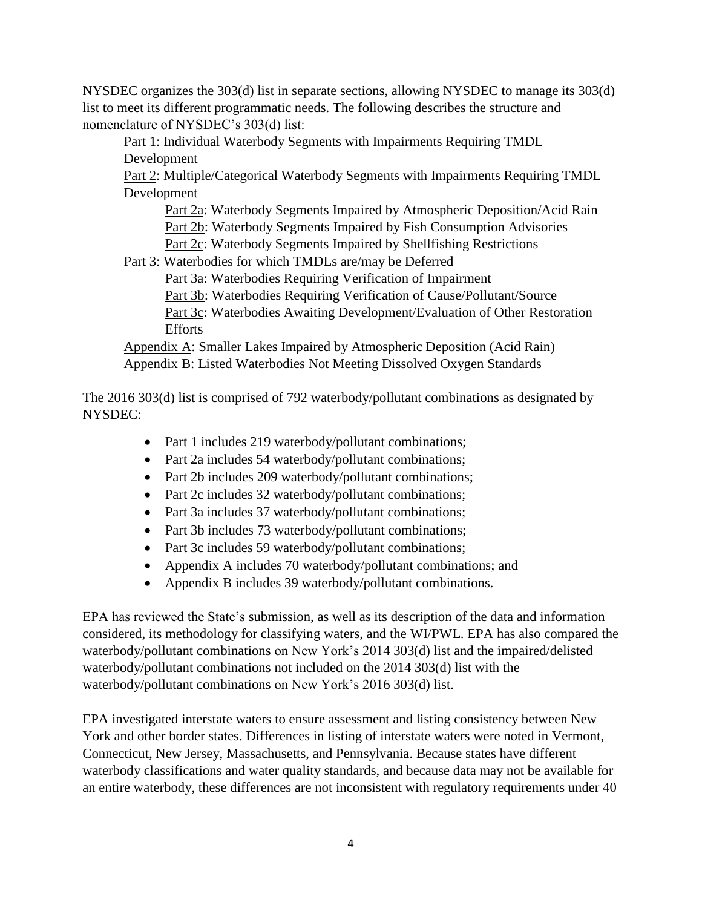NYSDEC organizes the 303(d) list in separate sections, allowing NYSDEC to manage its 303(d) list to meet its different programmatic needs. The following describes the structure and nomenclature of NYSDEC's 303(d) list:

- Part 1: Individual Waterbody Segments with Impairments Requiring TMDL Development
- Part 2: Multiple/Categorical Waterbody Segments with Impairments Requiring TMDL Development
  - Part 2a: Waterbody Segments Impaired by Atmospheric Deposition/Acid Rain
  - Part 2b: Waterbody Segments Impaired by Fish Consumption Advisories
  - Part 2c: Waterbody Segments Impaired by Shellfishing Restrictions
- Part 3: Waterbodies for which TMDLs are/may be Deferred
  - Part 3a: Waterbodies Requiring Verification of Impairment
  - Part 3b: Waterbodies Requiring Verification of Cause/Pollutant/Source
  - Part 3c: Waterbodies Awaiting Development/Evaluation of Other Restoration Efforts
- Appendix A: Smaller Lakes Impaired by Atmospheric Deposition (Acid Rain)
- Appendix B: Listed Waterbodies Not Meeting Dissolved Oxygen Standards

The 2016 303(d) list is comprised of 792 waterbody/pollutant combinations as designated by NYSDEC:

- Part 1 includes 219 waterbody/pollutant combinations;
- Part 2a includes 54 waterbody/pollutant combinations;
- Part 2b includes 209 waterbody/pollutant combinations;
- Part 2c includes 32 waterbody/pollutant combinations;
- Part 3a includes 37 waterbody/pollutant combinations;
- Part 3b includes 73 waterbody/pollutant combinations;
- Part 3c includes 59 waterbody/pollutant combinations;
- Appendix A includes 70 waterbody/pollutant combinations; and
- Appendix B includes 39 waterbody/pollutant combinations.

EPA has reviewed the State's submission, as well as its description of the data and information considered, its methodology for classifying waters, and the WI/PWL. EPA has also compared the waterbody/pollutant combinations on New York's 2014 303(d) list and the impaired/delisted waterbody/pollutant combinations not included on the 2014 303(d) list with the waterbody/pollutant combinations on New York's 2016 303(d) list.

EPA investigated interstate waters to ensure assessment and listing consistency between New York and other border states. Differences in listing of interstate waters were noted in Vermont, Connecticut, New Jersey, Massachusetts, and Pennsylvania. Because states have different waterbody classifications and water quality standards, and because data may not be available for an entire waterbody, these differences are not inconsistent with regulatory requirements under 40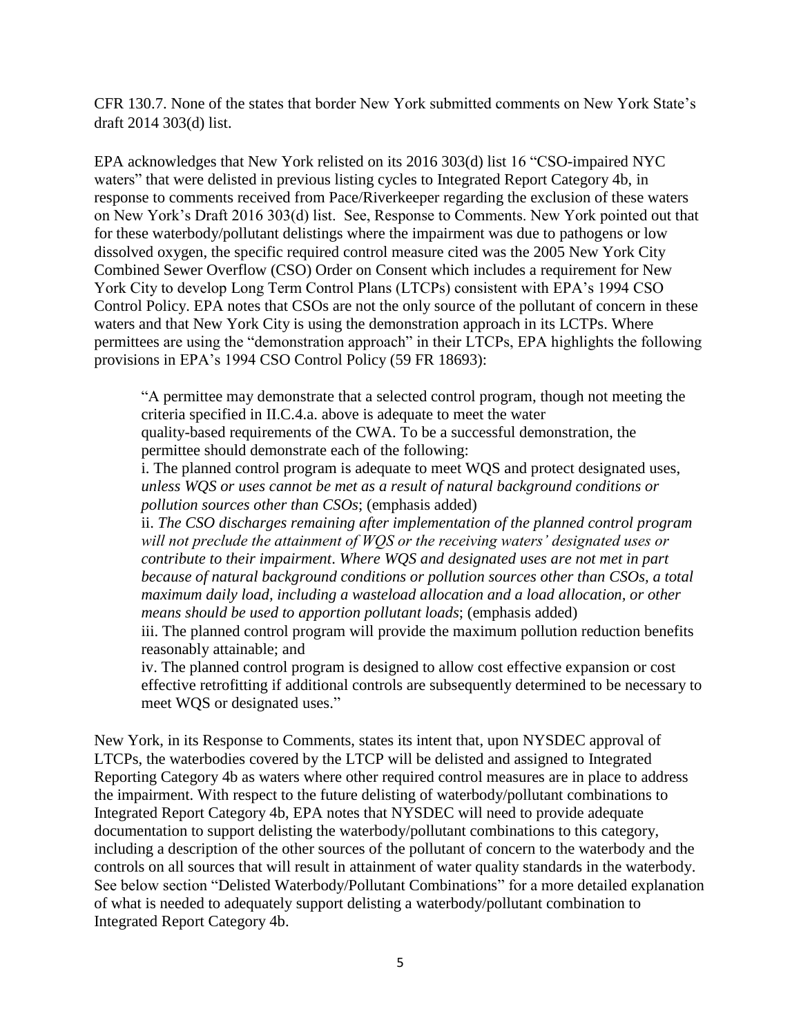CFR 130.7. None of the states that border New York submitted comments on New York State's draft 2014 303(d) list.

EPA acknowledges that New York relisted on its 2016 303(d) list 16 "CSO-impaired NYC waters" that were delisted in previous listing cycles to Integrated Report Category 4b, in response to comments received from Pace/Riverkeeper regarding the exclusion of these waters on New York's Draft 2016 303(d) list. See, Response to Comments. New York pointed out that for these waterbody/pollutant delistings where the impairment was due to pathogens or low dissolved oxygen, the specific required control measure cited was the 2005 New York City Combined Sewer Overflow (CSO) Order on Consent which includes a requirement for New York City to develop Long Term Control Plans (LTCPs) consistent with EPA's 1994 CSO Control Policy. EPA notes that CSOs are not the only source of the pollutant of concern in these waters and that New York City is using the demonstration approach in its LCTPs. Where permittees are using the "demonstration approach" in their LTCPs, EPA highlights the following provisions in EPA's 1994 CSO Control Policy (59 FR 18693):

> "A permittee may demonstrate that a selected control program, though not meeting the criteria specified in II.C.4.a. above is adequate to meet the water quality-based requirements of the CWA. To be a successful demonstration, the permittee should demonstrate each of the following:
>
> i. The planned control program is adequate to meet WQS and protect designated uses, *unless WQS or uses cannot be met as a result of natural background conditions or pollution sources other than CSOs*; (emphasis added)
>
> ii. *The CSO discharges remaining after implementation of the planned control program will not preclude the attainment of WQS or the receiving waters' designated uses or contribute to their impairment*. *Where WQS and designated uses are not met in part because of natural background conditions or pollution sources other than CSOs, a total maximum daily load, including a wasteload allocation and a load allocation, or other means should be used to apportion pollutant loads*; (emphasis added)
>
> iii. The planned control program will provide the maximum pollution reduction benefits reasonably attainable; and
>
> iv. The planned control program is designed to allow cost effective expansion or cost effective retrofitting if additional controls are subsequently determined to be necessary to meet WQS or designated uses."

New York, in its Response to Comments, states its intent that, upon NYSDEC approval of LTCPs, the waterbodies covered by the LTCP will be delisted and assigned to Integrated Reporting Category 4b as waters where other required control measures are in place to address the impairment. With respect to the future delisting of waterbody/pollutant combinations to Integrated Report Category 4b, EPA notes that NYSDEC will need to provide adequate documentation to support delisting the waterbody/pollutant combinations to this category, including a description of the other sources of the pollutant of concern to the waterbody and the controls on all sources that will result in attainment of water quality standards in the waterbody. See below section "Delisted Waterbody/Pollutant Combinations" for a more detailed explanation of what is needed to adequately support delisting a waterbody/pollutant combination to Integrated Report Category 4b.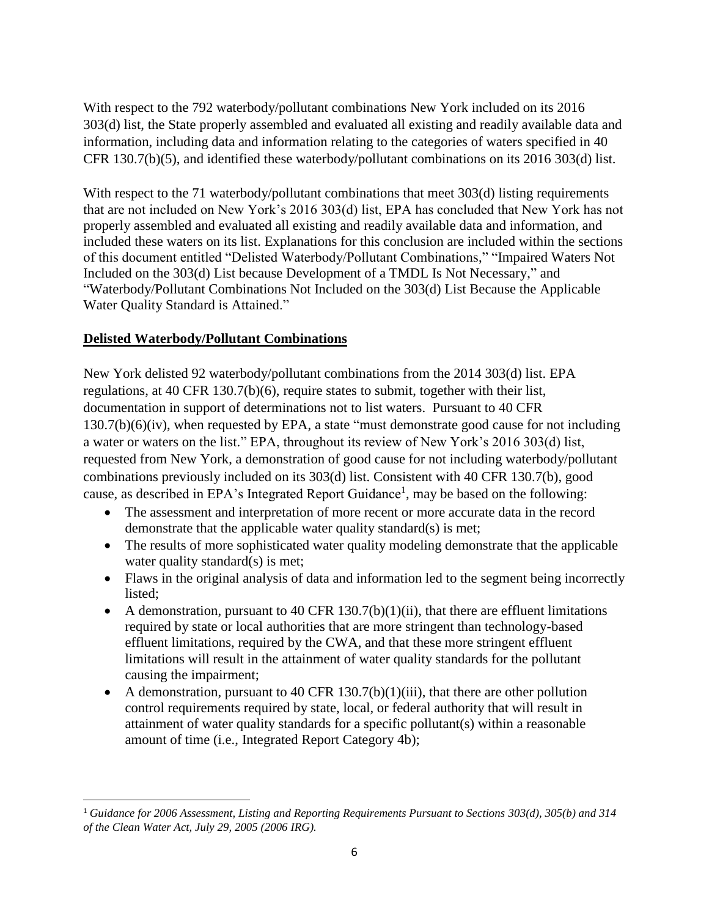With respect to the 792 waterbody/pollutant combinations New York included on its 2016 303(d) list, the State properly assembled and evaluated all existing and readily available data and information, including data and information relating to the categories of waters specified in 40 CFR 130.7(b)(5), and identified these waterbody/pollutant combinations on its 2016 303(d) list.

With respect to the 71 waterbody/pollutant combinations that meet 303(d) listing requirements that are not included on New York's 2016 303(d) list, EPA has concluded that New York has not properly assembled and evaluated all existing and readily available data and information, and included these waters on its list. Explanations for this conclusion are included within the sections of this document entitled "Delisted Waterbody/Pollutant Combinations," "Impaired Waters Not Included on the 303(d) List because Development of a TMDL Is Not Necessary," and "Waterbody/Pollutant Combinations Not Included on the 303(d) List Because the Applicable Water Quality Standard is Attained."

## Delisted Waterbody/Pollutant Combinations

New York delisted 92 waterbody/pollutant combinations from the 2014 303(d) list. EPA regulations, at 40 CFR 130.7(b)(6), require states to submit, together with their list, documentation in support of determinations not to list waters. Pursuant to 40 CFR 130.7(b)(6)(iv), when requested by EPA, a state "must demonstrate good cause for not including a water or waters on the list." EPA, throughout its review of New York's 2016 303(d) list, requested from New York, a demonstration of good cause for not including waterbody/pollutant combinations previously included on its 303(d) list. Consistent with 40 CFR 130.7(b), good cause, as described in EPA's Integrated Report Guidance[1], may be based on the following:

- The assessment and interpretation of more recent or more accurate data in the record demonstrate that the applicable water quality standard(s) is met;
- The results of more sophisticated water quality modeling demonstrate that the applicable water quality standard(s) is met;
- Flaws in the original analysis of data and information led to the segment being incorrectly listed;
- A demonstration, pursuant to 40 CFR 130.7(b)(1)(ii), that there are effluent limitations required by state or local authorities that are more stringent than technology-based effluent limitations, required by the CWA, and that these more stringent effluent limitations will result in the attainment of water quality standards for the pollutant causing the impairment;
- A demonstration, pursuant to 40 CFR 130.7(b)(1)(iii), that there are other pollution control requirements required by state, local, or federal authority that will result in attainment of water quality standards for a specific pollutant(s) within a reasonable amount of time (i.e., Integrated Report Category 4b);

[1] *Guidance for 2006 Assessment, Listing and Reporting Requirements Pursuant to Sections 303(d), 305(b) and 314 of the Clean Water Act, July 29, 2005 (2006 IRG).*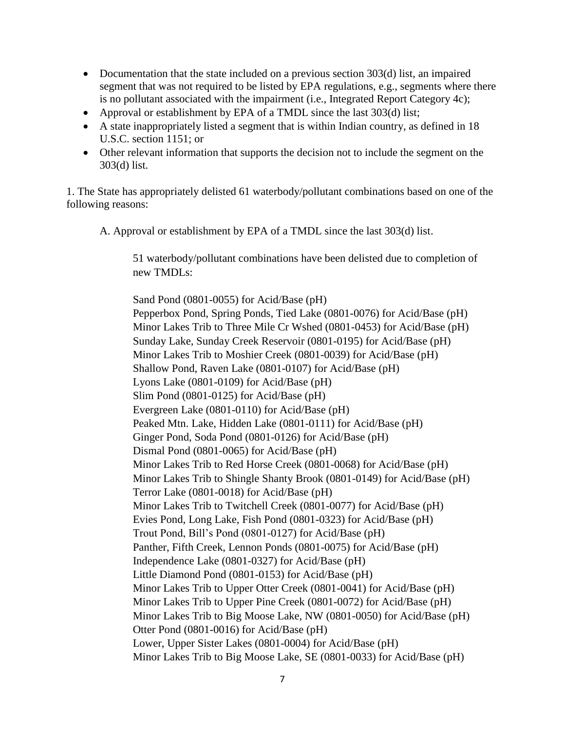- Documentation that the state included on a previous section 303(d) list, an impaired segment that was not required to be listed by EPA regulations, e.g., segments where there is no pollutant associated with the impairment (i.e., Integrated Report Category 4c);
- Approval or establishment by EPA of a TMDL since the last 303(d) list;
- A state inappropriately listed a segment that is within Indian country, as defined in 18 U.S.C. section 1151; or
- Other relevant information that supports the decision not to include the segment on the 303(d) list.

1. The State has appropriately delisted 61 waterbody/pollutant combinations based on one of the following reasons:

    A. Approval or establishment by EPA of a TMDL since the last 303(d) list.

        51 waterbody/pollutant combinations have been delisted due to completion of new TMDLs:

        Sand Pond (0801-0055) for Acid/Base (pH)
        Pepperbox Pond, Spring Ponds, Tied Lake (0801-0076) for Acid/Base (pH)
        Minor Lakes Trib to Three Mile Cr Wshed (0801-0453) for Acid/Base (pH)
        Sunday Lake, Sunday Creek Reservoir (0801-0195) for Acid/Base (pH)
        Minor Lakes Trib to Moshier Creek (0801-0039) for Acid/Base (pH)
        Shallow Pond, Raven Lake (0801-0107) for Acid/Base (pH)
        Lyons Lake (0801-0109) for Acid/Base (pH)
        Slim Pond (0801-0125) for Acid/Base (pH)
        Evergreen Lake (0801-0110) for Acid/Base (pH)
        Peaked Mtn. Lake, Hidden Lake (0801-0111) for Acid/Base (pH)
        Ginger Pond, Soda Pond (0801-0126) for Acid/Base (pH)
        Dismal Pond (0801-0065) for Acid/Base (pH)
        Minor Lakes Trib to Red Horse Creek (0801-0068) for Acid/Base (pH)
        Minor Lakes Trib to Shingle Shanty Brook (0801-0149) for Acid/Base (pH)
        Terror Lake (0801-0018) for Acid/Base (pH)
        Minor Lakes Trib to Twitchell Creek (0801-0077) for Acid/Base (pH)
        Evies Pond, Long Lake, Fish Pond (0801-0323) for Acid/Base (pH)
        Trout Pond, Bill's Pond (0801-0127) for Acid/Base (pH)
        Panther, Fifth Creek, Lennon Ponds (0801-0075) for Acid/Base (pH)
        Independence Lake (0801-0327) for Acid/Base (pH)
        Little Diamond Pond (0801-0153) for Acid/Base (pH)
        Minor Lakes Trib to Upper Otter Creek (0801-0041) for Acid/Base (pH)
        Minor Lakes Trib to Upper Pine Creek (0801-0072) for Acid/Base (pH)
        Minor Lakes Trib to Big Moose Lake, NW (0801-0050) for Acid/Base (pH)
        Otter Pond (0801-0016) for Acid/Base (pH)
        Lower, Upper Sister Lakes (0801-0004) for Acid/Base (pH)
        Minor Lakes Trib to Big Moose Lake, SE (0801-0033) for Acid/Base (pH)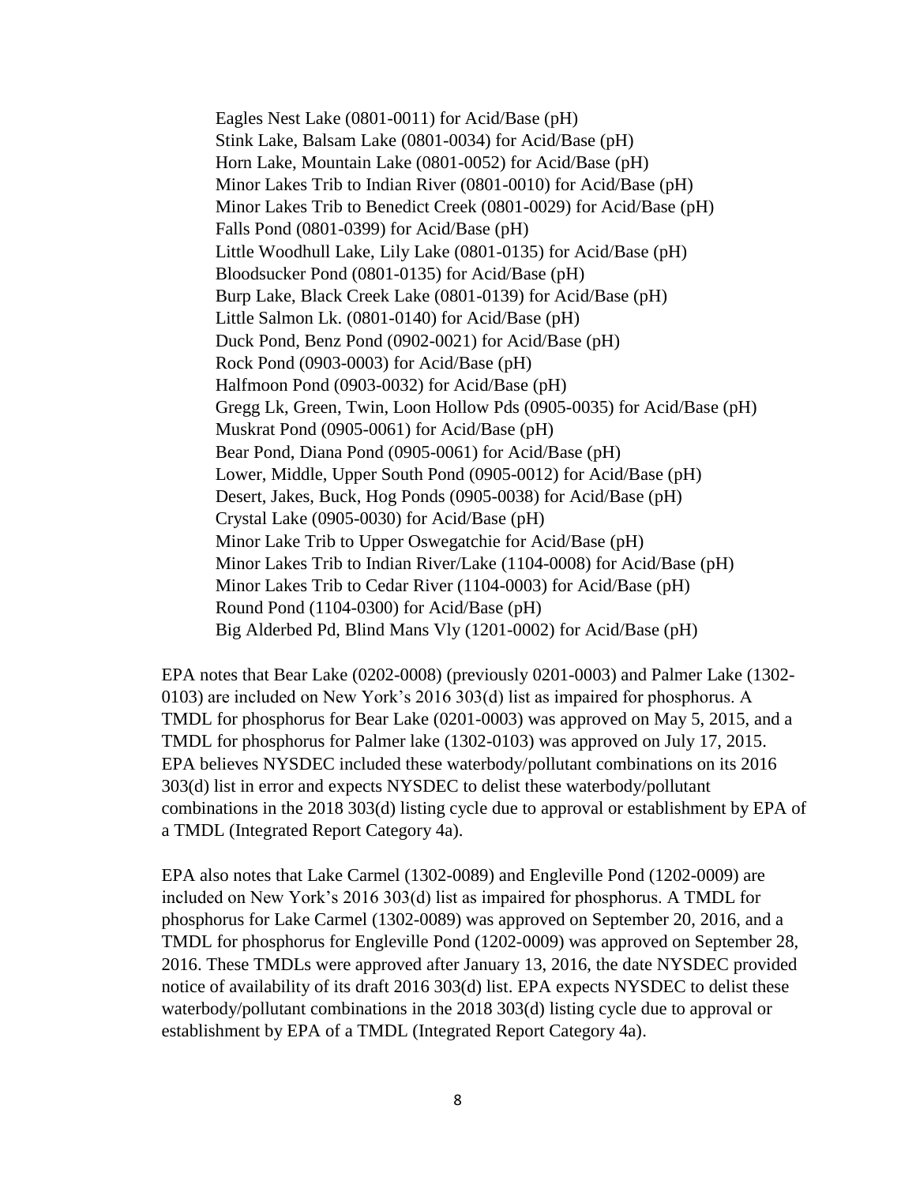Eagles Nest Lake (0801-0011) for Acid/Base (pH)
Stink Lake, Balsam Lake (0801-0034) for Acid/Base (pH)
Horn Lake, Mountain Lake (0801-0052) for Acid/Base (pH)
Minor Lakes Trib to Indian River (0801-0010) for Acid/Base (pH)
Minor Lakes Trib to Benedict Creek (0801-0029) for Acid/Base (pH)
Falls Pond (0801-0399) for Acid/Base (pH)
Little Woodhull Lake, Lily Lake (0801-0135) for Acid/Base (pH)
Bloodsucker Pond (0801-0135) for Acid/Base (pH)
Burp Lake, Black Creek Lake (0801-0139) for Acid/Base (pH)
Little Salmon Lk. (0801-0140) for Acid/Base (pH)
Duck Pond, Benz Pond (0902-0021) for Acid/Base (pH)
Rock Pond (0903-0003) for Acid/Base (pH)
Halfmoon Pond (0903-0032) for Acid/Base (pH)
Gregg Lk, Green, Twin, Loon Hollow Pds (0905-0035) for Acid/Base (pH)
Muskrat Pond (0905-0061) for Acid/Base (pH)
Bear Pond, Diana Pond (0905-0061) for Acid/Base (pH)
Lower, Middle, Upper South Pond (0905-0012) for Acid/Base (pH)
Desert, Jakes, Buck, Hog Ponds (0905-0038) for Acid/Base (pH)
Crystal Lake (0905-0030) for Acid/Base (pH)
Minor Lake Trib to Upper Oswegatchie for Acid/Base (pH)
Minor Lakes Trib to Indian River/Lake (1104-0008) for Acid/Base (pH)
Minor Lakes Trib to Cedar River (1104-0003) for Acid/Base (pH)
Round Pond (1104-0300) for Acid/Base (pH)
Big Alderbed Pd, Blind Mans Vly (1201-0002) for Acid/Base (pH)

EPA notes that Bear Lake (0202-0008) (previously 0201-0003) and Palmer Lake (1302-0103) are included on New York's 2016 303(d) list as impaired for phosphorus. A TMDL for phosphorus for Bear Lake (0201-0003) was approved on May 5, 2015, and a TMDL for phosphorus for Palmer lake (1302-0103) was approved on July 17, 2015. EPA believes NYSDEC included these waterbody/pollutant combinations on its 2016 303(d) list in error and expects NYSDEC to delist these waterbody/pollutant combinations in the 2018 303(d) listing cycle due to approval or establishment by EPA of a TMDL (Integrated Report Category 4a).

EPA also notes that Lake Carmel (1302-0089) and Engleville Pond (1202-0009) are included on New York's 2016 303(d) list as impaired for phosphorus. A TMDL for phosphorus for Lake Carmel (1302-0089) was approved on September 20, 2016, and a TMDL for phosphorus for Engleville Pond (1202-0009) was approved on September 28, 2016. These TMDLs were approved after January 13, 2016, the date NYSDEC provided notice of availability of its draft 2016 303(d) list. EPA expects NYSDEC to delist these waterbody/pollutant combinations in the 2018 303(d) listing cycle due to approval or establishment by EPA of a TMDL (Integrated Report Category 4a).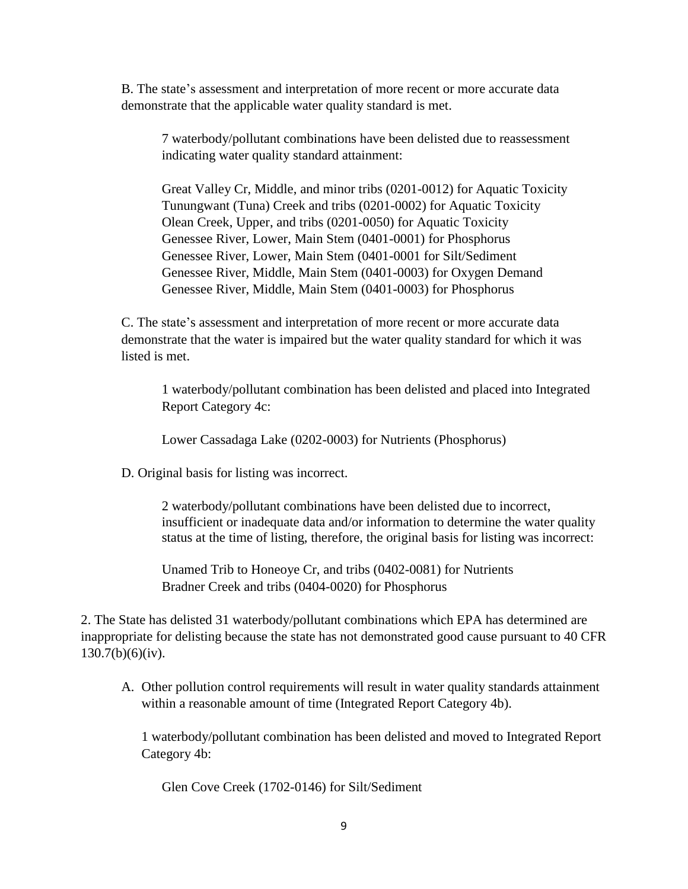B. The state's assessment and interpretation of more recent or more accurate data demonstrate that the applicable water quality standard is met.

7 waterbody/pollutant combinations have been delisted due to reassessment indicating water quality standard attainment:

Great Valley Cr, Middle, and minor tribs (0201-0012) for Aquatic Toxicity
Tunungwant (Tuna) Creek and tribs (0201-0002) for Aquatic Toxicity
Olean Creek, Upper, and tribs (0201-0050) for Aquatic Toxicity
Genessee River, Lower, Main Stem (0401-0001) for Phosphorus
Genessee River, Lower, Main Stem (0401-0001 for Silt/Sediment
Genessee River, Middle, Main Stem (0401-0003) for Oxygen Demand
Genessee River, Middle, Main Stem (0401-0003) for Phosphorus

C. The state's assessment and interpretation of more recent or more accurate data demonstrate that the water is impaired but the water quality standard for which it was listed is met.

1 waterbody/pollutant combination has been delisted and placed into Integrated Report Category 4c:

Lower Cassadaga Lake (0202-0003) for Nutrients (Phosphorus)

D. Original basis for listing was incorrect.

2 waterbody/pollutant combinations have been delisted due to incorrect, insufficient or inadequate data and/or information to determine the water quality status at the time of listing, therefore, the original basis for listing was incorrect:

Unamed Trib to Honeoye Cr, and tribs (0402-0081) for Nutrients
Bradner Creek and tribs (0404-0020) for Phosphorus

2. The State has delisted 31 waterbody/pollutant combinations which EPA has determined are inappropriate for delisting because the state has not demonstrated good cause pursuant to 40 CFR 130.7(b)(6)(iv).

A. Other pollution control requirements will result in water quality standards attainment within a reasonable amount of time (Integrated Report Category 4b).

1 waterbody/pollutant combination has been delisted and moved to Integrated Report Category 4b:

Glen Cove Creek (1702-0146) for Silt/Sediment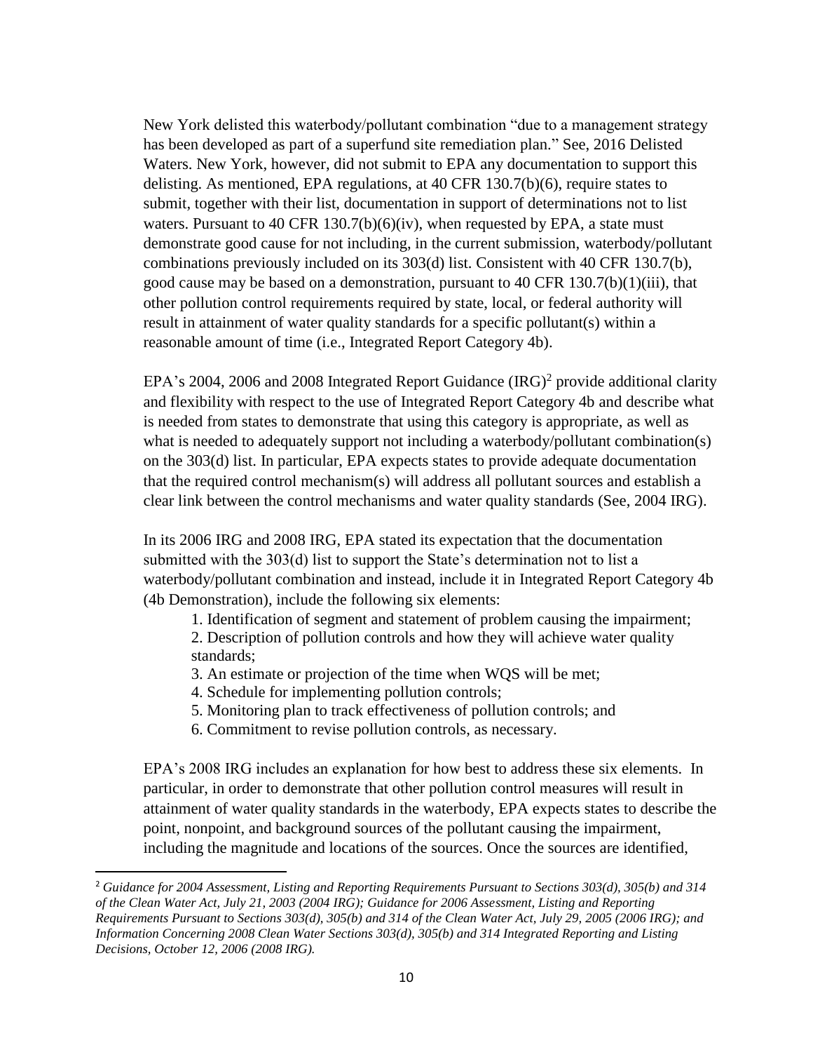New York delisted this waterbody/pollutant combination "due to a management strategy has been developed as part of a superfund site remediation plan." See, 2016 Delisted Waters. New York, however, did not submit to EPA any documentation to support this delisting. As mentioned, EPA regulations, at 40 CFR 130.7(b)(6), require states to submit, together with their list, documentation in support of determinations not to list waters. Pursuant to 40 CFR 130.7(b)(6)(iv), when requested by EPA, a state must demonstrate good cause for not including, in the current submission, waterbody/pollutant combinations previously included on its 303(d) list. Consistent with 40 CFR 130.7(b), good cause may be based on a demonstration, pursuant to 40 CFR 130.7(b)(1)(iii), that other pollution control requirements required by state, local, or federal authority will result in attainment of water quality standards for a specific pollutant(s) within a reasonable amount of time (i.e., Integrated Report Category 4b).

EPA's 2004, 2006 and 2008 Integrated Report Guidance (IRG)[2] provide additional clarity and flexibility with respect to the use of Integrated Report Category 4b and describe what is needed from states to demonstrate that using this category is appropriate, as well as what is needed to adequately support not including a waterbody/pollutant combination(s) on the 303(d) list. In particular, EPA expects states to provide adequate documentation that the required control mechanism(s) will address all pollutant sources and establish a clear link between the control mechanisms and water quality standards (See, 2004 IRG).

In its 2006 IRG and 2008 IRG, EPA stated its expectation that the documentation submitted with the 303(d) list to support the State's determination not to list a waterbody/pollutant combination and instead, include it in Integrated Report Category 4b (4b Demonstration), include the following six elements:

1. Identification of segment and statement of problem causing the impairment;
2. Description of pollution controls and how they will achieve water quality standards;
3. An estimate or projection of the time when WQS will be met;
4. Schedule for implementing pollution controls;
5. Monitoring plan to track effectiveness of pollution controls; and
6. Commitment to revise pollution controls, as necessary.

EPA's 2008 IRG includes an explanation for how best to address these six elements. In particular, in order to demonstrate that other pollution control measures will result in attainment of water quality standards in the waterbody, EPA expects states to describe the point, nonpoint, and background sources of the pollutant causing the impairment, including the magnitude and locations of the sources. Once the sources are identified,

[2] *Guidance for 2004 Assessment, Listing and Reporting Requirements Pursuant to Sections 303(d), 305(b) and 314 of the Clean Water Act, July 21, 2003 (2004 IRG); Guidance for 2006 Assessment, Listing and Reporting Requirements Pursuant to Sections 303(d), 305(b) and 314 of the Clean Water Act, July 29, 2005 (2006 IRG); and Information Concerning 2008 Clean Water Sections 303(d), 305(b) and 314 Integrated Reporting and Listing Decisions, October 12, 2006 (2008 IRG).*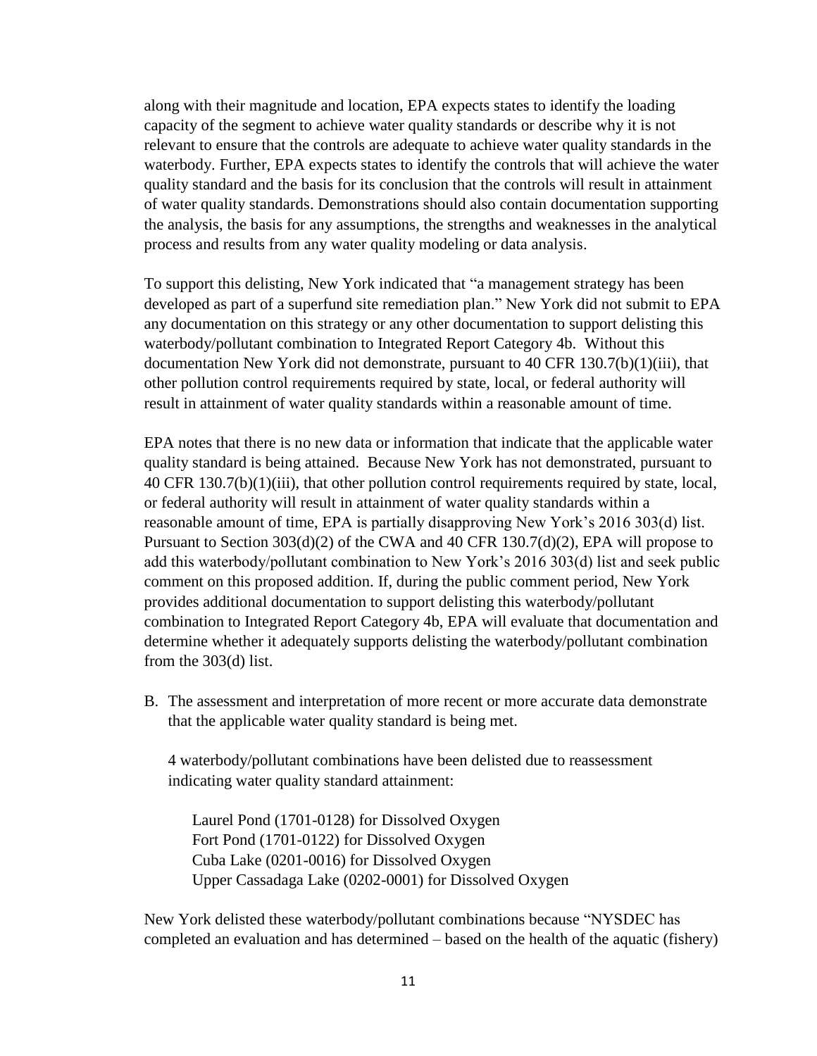along with their magnitude and location, EPA expects states to identify the loading capacity of the segment to achieve water quality standards or describe why it is not relevant to ensure that the controls are adequate to achieve water quality standards in the waterbody. Further, EPA expects states to identify the controls that will achieve the water quality standard and the basis for its conclusion that the controls will result in attainment of water quality standards. Demonstrations should also contain documentation supporting the analysis, the basis for any assumptions, the strengths and weaknesses in the analytical process and results from any water quality modeling or data analysis.

To support this delisting, New York indicated that "a management strategy has been developed as part of a superfund site remediation plan." New York did not submit to EPA any documentation on this strategy or any other documentation to support delisting this waterbody/pollutant combination to Integrated Report Category 4b. Without this documentation New York did not demonstrate, pursuant to 40 CFR 130.7(b)(1)(iii), that other pollution control requirements required by state, local, or federal authority will result in attainment of water quality standards within a reasonable amount of time.

EPA notes that there is no new data or information that indicate that the applicable water quality standard is being attained. Because New York has not demonstrated, pursuant to 40 CFR 130.7(b)(1)(iii), that other pollution control requirements required by state, local, or federal authority will result in attainment of water quality standards within a reasonable amount of time, EPA is partially disapproving New York's 2016 303(d) list. Pursuant to Section 303(d)(2) of the CWA and 40 CFR 130.7(d)(2), EPA will propose to add this waterbody/pollutant combination to New York's 2016 303(d) list and seek public comment on this proposed addition. If, during the public comment period, New York provides additional documentation to support delisting this waterbody/pollutant combination to Integrated Report Category 4b, EPA will evaluate that documentation and determine whether it adequately supports delisting the waterbody/pollutant combination from the 303(d) list.

B. The assessment and interpretation of more recent or more accurate data demonstrate that the applicable water quality standard is being met.

   4 waterbody/pollutant combinations have been delisted due to reassessment indicating water quality standard attainment:

   Laurel Pond (1701-0128) for Dissolved Oxygen
   Fort Pond (1701-0122) for Dissolved Oxygen
   Cuba Lake (0201-0016) for Dissolved Oxygen
   Upper Cassadaga Lake (0202-0001) for Dissolved Oxygen

New York delisted these waterbody/pollutant combinations because "NYSDEC has completed an evaluation and has determined – based on the health of the aquatic (fishery)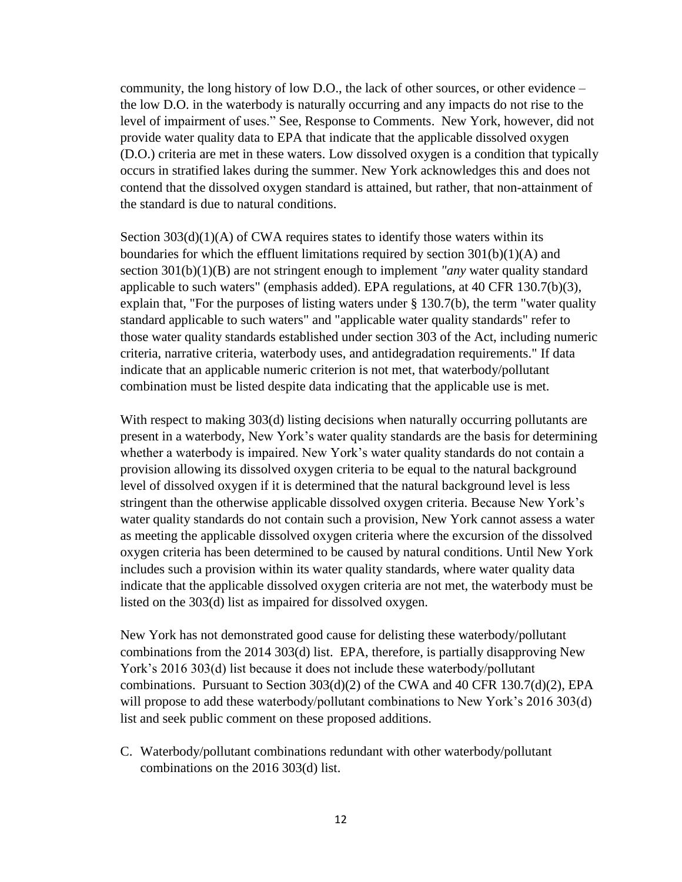community, the long history of low D.O., the lack of other sources, or other evidence – the low D.O. in the waterbody is naturally occurring and any impacts do not rise to the level of impairment of uses." See, Response to Comments. New York, however, did not provide water quality data to EPA that indicate that the applicable dissolved oxygen (D.O.) criteria are met in these waters. Low dissolved oxygen is a condition that typically occurs in stratified lakes during the summer. New York acknowledges this and does not contend that the dissolved oxygen standard is attained, but rather, that non-attainment of the standard is due to natural conditions.

Section 303(d)(1)(A) of CWA requires states to identify those waters within its boundaries for which the effluent limitations required by section 301(b)(1)(A) and section 301(b)(1)(B) are not stringent enough to implement *"any* water quality standard applicable to such waters" (emphasis added). EPA regulations, at 40 CFR 130.7(b)(3), explain that, "For the purposes of listing waters under § 130.7(b), the term "water quality standard applicable to such waters" and "applicable water quality standards" refer to those water quality standards established under section 303 of the Act, including numeric criteria, narrative criteria, waterbody uses, and antidegradation requirements." If data indicate that an applicable numeric criterion is not met, that waterbody/pollutant combination must be listed despite data indicating that the applicable use is met.

With respect to making 303(d) listing decisions when naturally occurring pollutants are present in a waterbody, New York's water quality standards are the basis for determining whether a waterbody is impaired. New York's water quality standards do not contain a provision allowing its dissolved oxygen criteria to be equal to the natural background level of dissolved oxygen if it is determined that the natural background level is less stringent than the otherwise applicable dissolved oxygen criteria. Because New York's water quality standards do not contain such a provision, New York cannot assess a water as meeting the applicable dissolved oxygen criteria where the excursion of the dissolved oxygen criteria has been determined to be caused by natural conditions. Until New York includes such a provision within its water quality standards, where water quality data indicate that the applicable dissolved oxygen criteria are not met, the waterbody must be listed on the 303(d) list as impaired for dissolved oxygen.

New York has not demonstrated good cause for delisting these waterbody/pollutant combinations from the 2014 303(d) list. EPA, therefore, is partially disapproving New York's 2016 303(d) list because it does not include these waterbody/pollutant combinations. Pursuant to Section 303(d)(2) of the CWA and 40 CFR 130.7(d)(2), EPA will propose to add these waterbody/pollutant combinations to New York's 2016 303(d) list and seek public comment on these proposed additions.

C. Waterbody/pollutant combinations redundant with other waterbody/pollutant combinations on the 2016 303(d) list.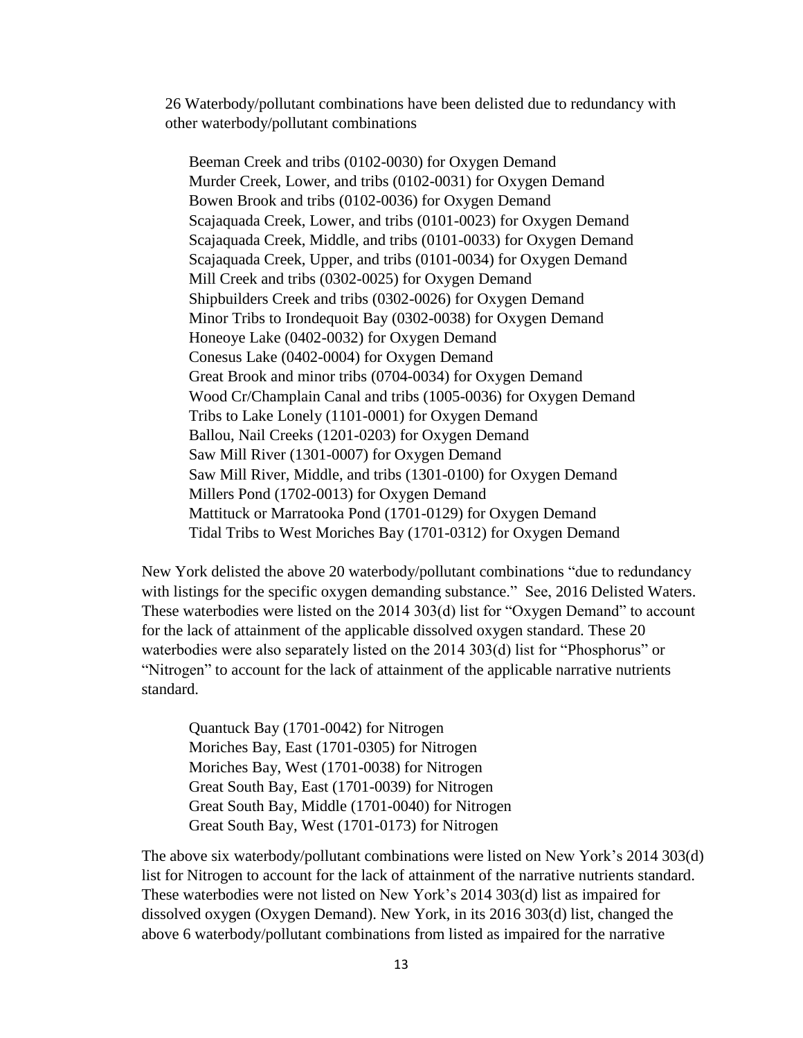26 Waterbody/pollutant combinations have been delisted due to redundancy with other waterbody/pollutant combinations

Beeman Creek and tribs (0102-0030) for Oxygen Demand
Murder Creek, Lower, and tribs (0102-0031) for Oxygen Demand
Bowen Brook and tribs (0102-0036) for Oxygen Demand
Scajaquada Creek, Lower, and tribs (0101-0023) for Oxygen Demand
Scajaquada Creek, Middle, and tribs (0101-0033) for Oxygen Demand
Scajaquada Creek, Upper, and tribs (0101-0034) for Oxygen Demand
Mill Creek and tribs (0302-0025) for Oxygen Demand
Shipbuilders Creek and tribs (0302-0026) for Oxygen Demand
Minor Tribs to Irondequoit Bay (0302-0038) for Oxygen Demand
Honeoye Lake (0402-0032) for Oxygen Demand
Conesus Lake (0402-0004) for Oxygen Demand
Great Brook and minor tribs (0704-0034) for Oxygen Demand
Wood Cr/Champlain Canal and tribs (1005-0036) for Oxygen Demand
Tribs to Lake Lonely (1101-0001) for Oxygen Demand
Ballou, Nail Creeks (1201-0203) for Oxygen Demand
Saw Mill River (1301-0007) for Oxygen Demand
Saw Mill River, Middle, and tribs (1301-0100) for Oxygen Demand
Millers Pond (1702-0013) for Oxygen Demand
Mattituck or Marratooka Pond (1701-0129) for Oxygen Demand
Tidal Tribs to West Moriches Bay (1701-0312) for Oxygen Demand

New York delisted the above 20 waterbody/pollutant combinations "due to redundancy with listings for the specific oxygen demanding substance." See, 2016 Delisted Waters. These waterbodies were listed on the 2014 303(d) list for "Oxygen Demand" to account for the lack of attainment of the applicable dissolved oxygen standard. These 20 waterbodies were also separately listed on the 2014 303(d) list for "Phosphorus" or "Nitrogen" to account for the lack of attainment of the applicable narrative nutrients standard.

Quantuck Bay (1701-0042) for Nitrogen
Moriches Bay, East (1701-0305) for Nitrogen
Moriches Bay, West (1701-0038) for Nitrogen
Great South Bay, East (1701-0039) for Nitrogen
Great South Bay, Middle (1701-0040) for Nitrogen
Great South Bay, West (1701-0173) for Nitrogen

The above six waterbody/pollutant combinations were listed on New York's 2014 303(d) list for Nitrogen to account for the lack of attainment of the narrative nutrients standard. These waterbodies were not listed on New York's 2014 303(d) list as impaired for dissolved oxygen (Oxygen Demand). New York, in its 2016 303(d) list, changed the above 6 waterbody/pollutant combinations from listed as impaired for the narrative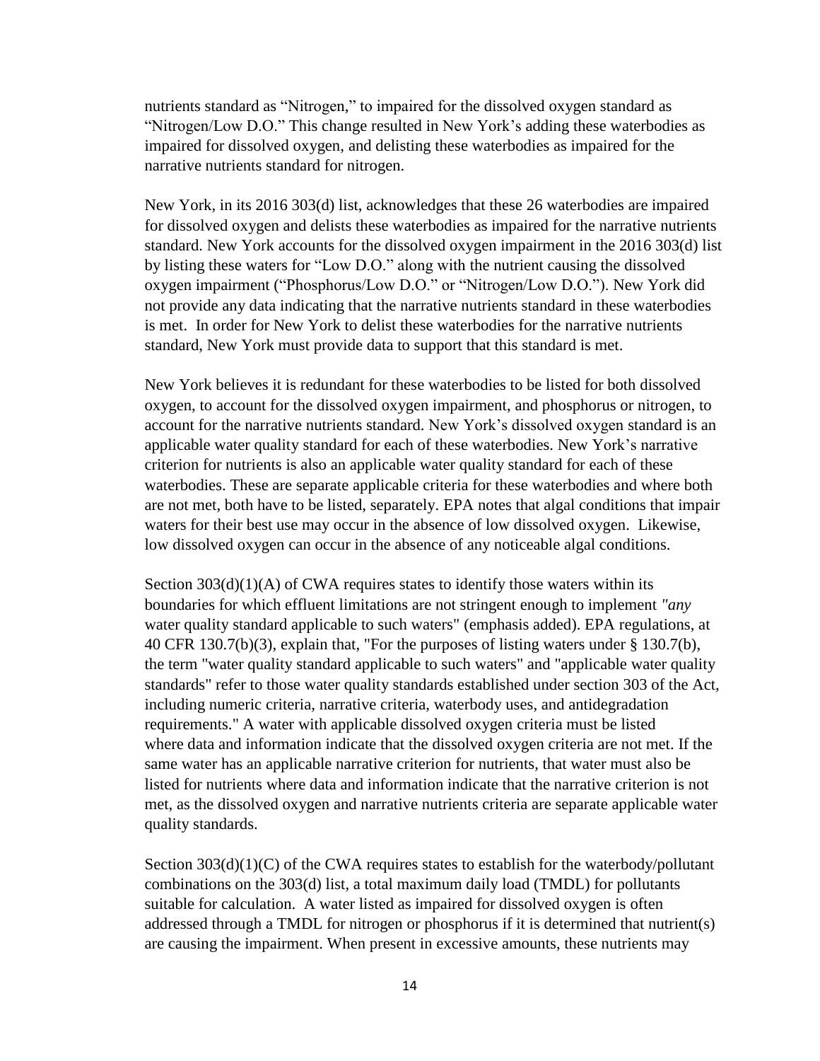nutrients standard as "Nitrogen," to impaired for the dissolved oxygen standard as "Nitrogen/Low D.O." This change resulted in New York's adding these waterbodies as impaired for dissolved oxygen, and delisting these waterbodies as impaired for the narrative nutrients standard for nitrogen.

New York, in its 2016 303(d) list, acknowledges that these 26 waterbodies are impaired for dissolved oxygen and delists these waterbodies as impaired for the narrative nutrients standard. New York accounts for the dissolved oxygen impairment in the 2016 303(d) list by listing these waters for "Low D.O." along with the nutrient causing the dissolved oxygen impairment ("Phosphorus/Low D.O." or "Nitrogen/Low D.O."). New York did not provide any data indicating that the narrative nutrients standard in these waterbodies is met. In order for New York to delist these waterbodies for the narrative nutrients standard, New York must provide data to support that this standard is met.

New York believes it is redundant for these waterbodies to be listed for both dissolved oxygen, to account for the dissolved oxygen impairment, and phosphorus or nitrogen, to account for the narrative nutrients standard. New York's dissolved oxygen standard is an applicable water quality standard for each of these waterbodies. New York's narrative criterion for nutrients is also an applicable water quality standard for each of these waterbodies. These are separate applicable criteria for these waterbodies and where both are not met, both have to be listed, separately. EPA notes that algal conditions that impair waters for their best use may occur in the absence of low dissolved oxygen. Likewise, low dissolved oxygen can occur in the absence of any noticeable algal conditions.

Section 303(d)(1)(A) of CWA requires states to identify those waters within its boundaries for which effluent limitations are not stringent enough to implement *"any* water quality standard applicable to such waters" (emphasis added). EPA regulations, at 40 CFR 130.7(b)(3), explain that, "For the purposes of listing waters under § 130.7(b), the term "water quality standard applicable to such waters" and "applicable water quality standards" refer to those water quality standards established under section 303 of the Act, including numeric criteria, narrative criteria, waterbody uses, and antidegradation requirements." A water with applicable dissolved oxygen criteria must be listed where data and information indicate that the dissolved oxygen criteria are not met. If the same water has an applicable narrative criterion for nutrients, that water must also be listed for nutrients where data and information indicate that the narrative criterion is not met, as the dissolved oxygen and narrative nutrients criteria are separate applicable water quality standards.

Section 303(d)(1)(C) of the CWA requires states to establish for the waterbody/pollutant combinations on the 303(d) list, a total maximum daily load (TMDL) for pollutants suitable for calculation. A water listed as impaired for dissolved oxygen is often addressed through a TMDL for nitrogen or phosphorus if it is determined that nutrient(s) are causing the impairment. When present in excessive amounts, these nutrients may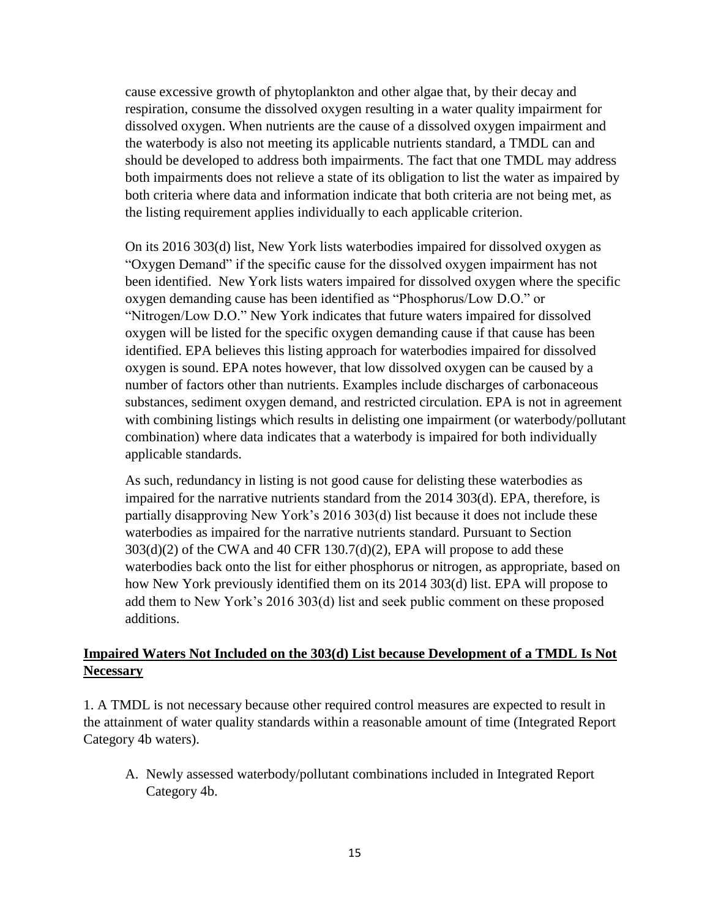cause excessive growth of phytoplankton and other algae that, by their decay and respiration, consume the dissolved oxygen resulting in a water quality impairment for dissolved oxygen. When nutrients are the cause of a dissolved oxygen impairment and the waterbody is also not meeting its applicable nutrients standard, a TMDL can and should be developed to address both impairments. The fact that one TMDL may address both impairments does not relieve a state of its obligation to list the water as impaired by both criteria where data and information indicate that both criteria are not being met, as the listing requirement applies individually to each applicable criterion.

On its 2016 303(d) list, New York lists waterbodies impaired for dissolved oxygen as "Oxygen Demand" if the specific cause for the dissolved oxygen impairment has not been identified. New York lists waters impaired for dissolved oxygen where the specific oxygen demanding cause has been identified as "Phosphorus/Low D.O." or "Nitrogen/Low D.O." New York indicates that future waters impaired for dissolved oxygen will be listed for the specific oxygen demanding cause if that cause has been identified. EPA believes this listing approach for waterbodies impaired for dissolved oxygen is sound. EPA notes however, that low dissolved oxygen can be caused by a number of factors other than nutrients. Examples include discharges of carbonaceous substances, sediment oxygen demand, and restricted circulation. EPA is not in agreement with combining listings which results in delisting one impairment (or waterbody/pollutant combination) where data indicates that a waterbody is impaired for both individually applicable standards.

As such, redundancy in listing is not good cause for delisting these waterbodies as impaired for the narrative nutrients standard from the 2014 303(d). EPA, therefore, is partially disapproving New York's 2016 303(d) list because it does not include these waterbodies as impaired for the narrative nutrients standard. Pursuant to Section 303(d)(2) of the CWA and 40 CFR 130.7(d)(2), EPA will propose to add these waterbodies back onto the list for either phosphorus or nitrogen, as appropriate, based on how New York previously identified them on its 2014 303(d) list. EPA will propose to add them to New York's 2016 303(d) list and seek public comment on these proposed additions.

## **Impaired Waters Not Included on the 303(d) List because Development of a TMDL Is Not Necessary**

1. A TMDL is not necessary because other required control measures are expected to result in the attainment of water quality standards within a reasonable amount of time (Integrated Report Category 4b waters).

   A. Newly assessed waterbody/pollutant combinations included in Integrated Report Category 4b.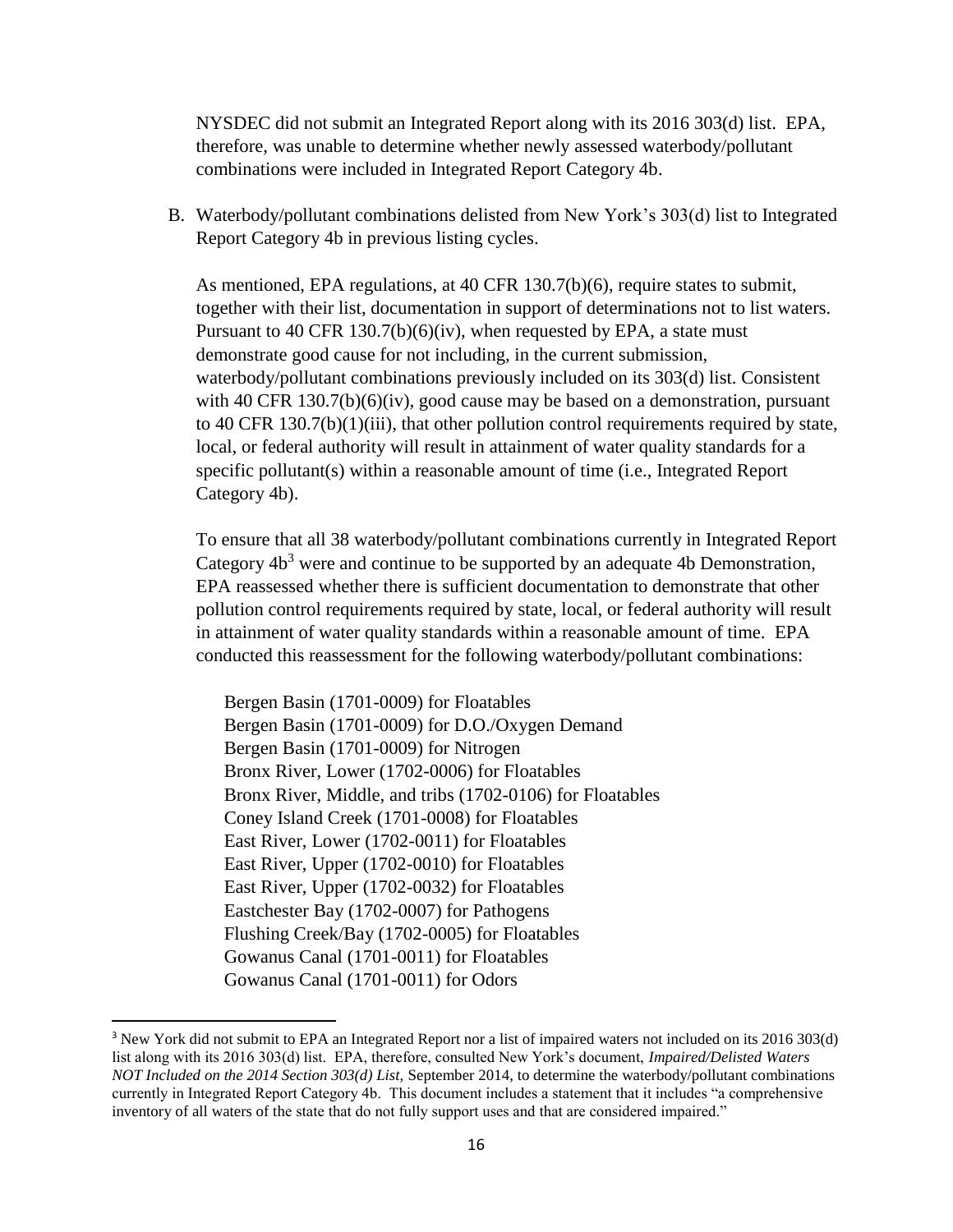NYSDEC did not submit an Integrated Report along with its 2016 303(d) list. EPA, therefore, was unable to determine whether newly assessed waterbody/pollutant combinations were included in Integrated Report Category 4b.

B. Waterbody/pollutant combinations delisted from New York's 303(d) list to Integrated Report Category 4b in previous listing cycles.

As mentioned, EPA regulations, at 40 CFR 130.7(b)(6), require states to submit, together with their list, documentation in support of determinations not to list waters. Pursuant to 40 CFR 130.7(b)(6)(iv), when requested by EPA, a state must demonstrate good cause for not including, in the current submission, waterbody/pollutant combinations previously included on its 303(d) list. Consistent with 40 CFR 130.7(b)(6)(iv), good cause may be based on a demonstration, pursuant to 40 CFR 130.7(b)(1)(iii), that other pollution control requirements required by state, local, or federal authority will result in attainment of water quality standards for a specific pollutant(s) within a reasonable amount of time (i.e., Integrated Report Category 4b).

To ensure that all 38 waterbody/pollutant combinations currently in Integrated Report Category 4b[3] were and continue to be supported by an adequate 4b Demonstration, EPA reassessed whether there is sufficient documentation to demonstrate that other pollution control requirements required by state, local, or federal authority will result in attainment of water quality standards within a reasonable amount of time. EPA conducted this reassessment for the following waterbody/pollutant combinations:

Bergen Basin (1701-0009) for Floatables
Bergen Basin (1701-0009) for D.O./Oxygen Demand
Bergen Basin (1701-0009) for Nitrogen
Bronx River, Lower (1702-0006) for Floatables
Bronx River, Middle, and tribs (1702-0106) for Floatables
Coney Island Creek (1701-0008) for Floatables
East River, Lower (1702-0011) for Floatables
East River, Upper (1702-0010) for Floatables
East River, Upper (1702-0032) for Floatables
Eastchester Bay (1702-0007) for Pathogens
Flushing Creek/Bay (1702-0005) for Floatables
Gowanus Canal (1701-0011) for Floatables
Gowanus Canal (1701-0011) for Odors

[3] New York did not submit to EPA an Integrated Report nor a list of impaired waters not included on its 2016 303(d) list along with its 2016 303(d) list. EPA, therefore, consulted New York's document, *Impaired/Delisted Waters NOT Included on the 2014 Section 303(d) List*, September 2014, to determine the waterbody/pollutant combinations currently in Integrated Report Category 4b. This document includes a statement that it includes "a comprehensive inventory of all waters of the state that do not fully support uses and that are considered impaired."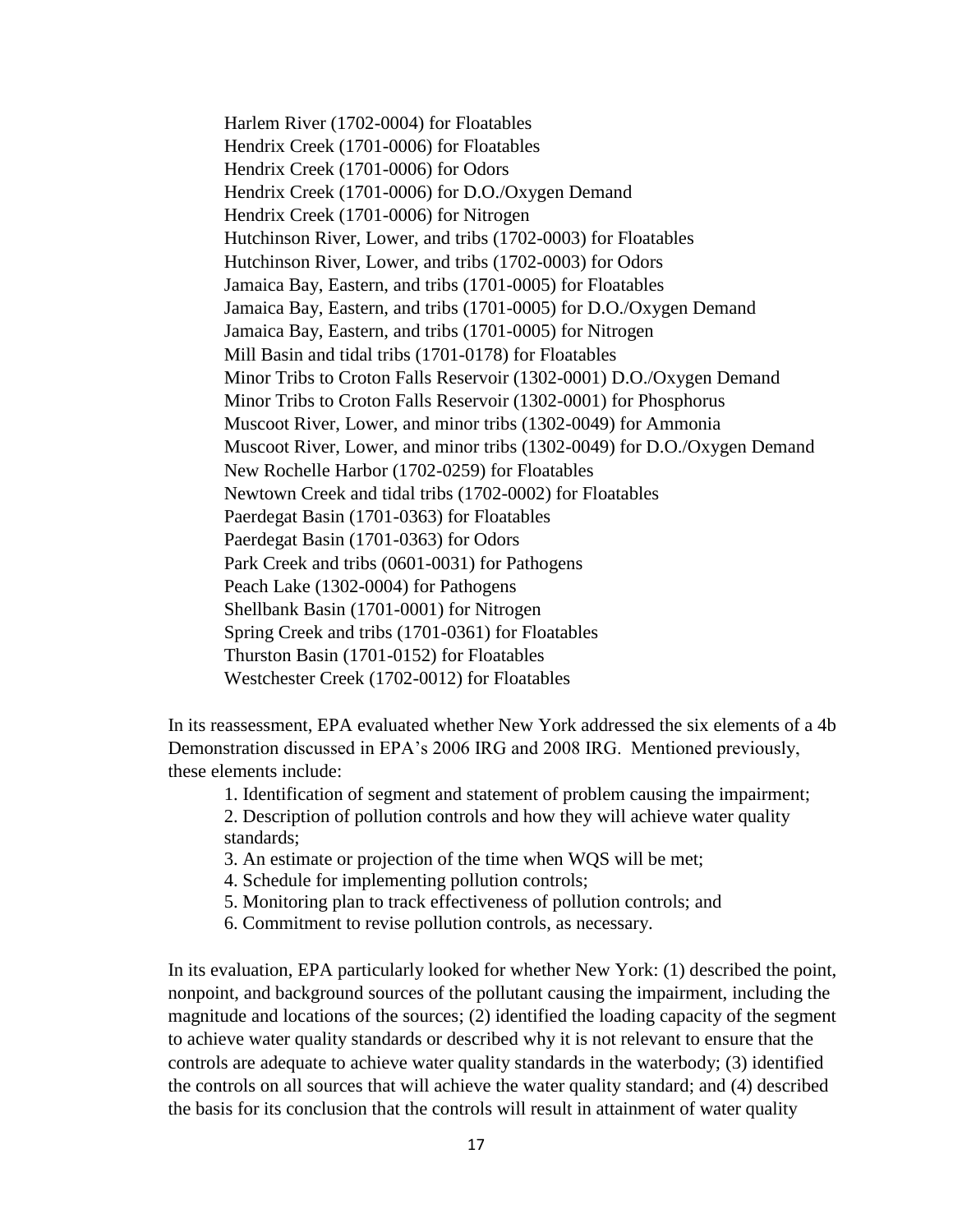Harlem River (1702-0004) for Floatables
Hendrix Creek (1701-0006) for Floatables
Hendrix Creek (1701-0006) for Odors
Hendrix Creek (1701-0006) for D.O./Oxygen Demand
Hendrix Creek (1701-0006) for Nitrogen
Hutchinson River, Lower, and tribs (1702-0003) for Floatables
Hutchinson River, Lower, and tribs (1702-0003) for Odors
Jamaica Bay, Eastern, and tribs (1701-0005) for Floatables
Jamaica Bay, Eastern, and tribs (1701-0005) for D.O./Oxygen Demand
Jamaica Bay, Eastern, and tribs (1701-0005) for Nitrogen
Mill Basin and tidal tribs (1701-0178) for Floatables
Minor Tribs to Croton Falls Reservoir (1302-0001) D.O./Oxygen Demand
Minor Tribs to Croton Falls Reservoir (1302-0001) for Phosphorus
Muscoot River, Lower, and minor tribs (1302-0049) for Ammonia
Muscoot River, Lower, and minor tribs (1302-0049) for D.O./Oxygen Demand
New Rochelle Harbor (1702-0259) for Floatables
Newtown Creek and tidal tribs (1702-0002) for Floatables
Paerdegat Basin (1701-0363) for Floatables
Paerdegat Basin (1701-0363) for Odors
Park Creek and tribs (0601-0031) for Pathogens
Peach Lake (1302-0004) for Pathogens
Shellbank Basin (1701-0001) for Nitrogen
Spring Creek and tribs (1701-0361) for Floatables
Thurston Basin (1701-0152) for Floatables
Westchester Creek (1702-0012) for Floatables

In its reassessment, EPA evaluated whether New York addressed the six elements of a 4b Demonstration discussed in EPA's 2006 IRG and 2008 IRG. Mentioned previously, these elements include:

1. Identification of segment and statement of problem causing the impairment;
2. Description of pollution controls and how they will achieve water quality standards;
3. An estimate or projection of the time when WQS will be met;
4. Schedule for implementing pollution controls;
5. Monitoring plan to track effectiveness of pollution controls; and
6. Commitment to revise pollution controls, as necessary.

In its evaluation, EPA particularly looked for whether New York: (1) described the point, nonpoint, and background sources of the pollutant causing the impairment, including the magnitude and locations of the sources; (2) identified the loading capacity of the segment to achieve water quality standards or described why it is not relevant to ensure that the controls are adequate to achieve water quality standards in the waterbody; (3) identified the controls on all sources that will achieve the water quality standard; and (4) described the basis for its conclusion that the controls will result in attainment of water quality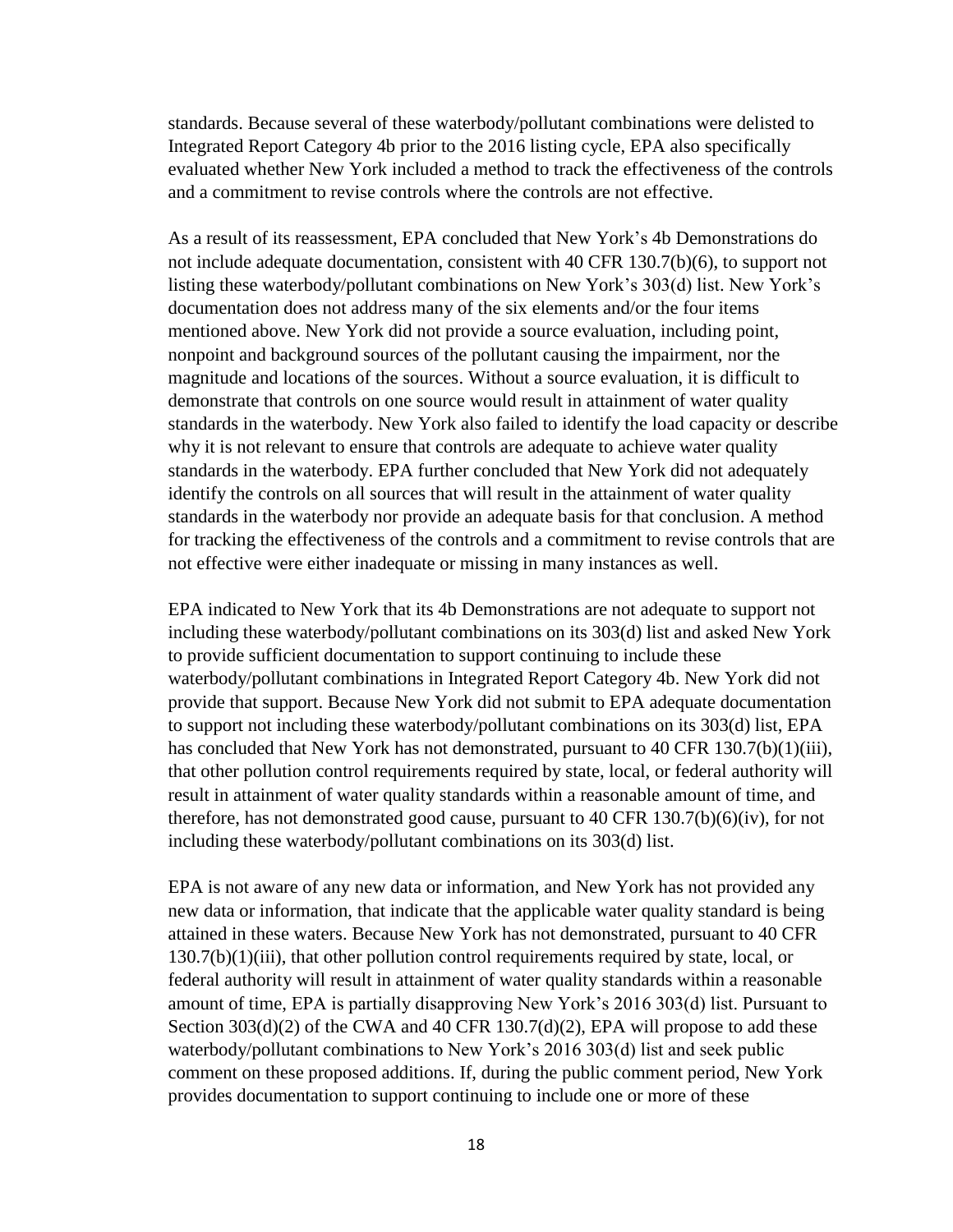standards. Because several of these waterbody/pollutant combinations were delisted to Integrated Report Category 4b prior to the 2016 listing cycle, EPA also specifically evaluated whether New York included a method to track the effectiveness of the controls and a commitment to revise controls where the controls are not effective.

As a result of its reassessment, EPA concluded that New York's 4b Demonstrations do not include adequate documentation, consistent with 40 CFR 130.7(b)(6), to support not listing these waterbody/pollutant combinations on New York's 303(d) list. New York's documentation does not address many of the six elements and/or the four items mentioned above. New York did not provide a source evaluation, including point, nonpoint and background sources of the pollutant causing the impairment, nor the magnitude and locations of the sources. Without a source evaluation, it is difficult to demonstrate that controls on one source would result in attainment of water quality standards in the waterbody. New York also failed to identify the load capacity or describe why it is not relevant to ensure that controls are adequate to achieve water quality standards in the waterbody. EPA further concluded that New York did not adequately identify the controls on all sources that will result in the attainment of water quality standards in the waterbody nor provide an adequate basis for that conclusion. A method for tracking the effectiveness of the controls and a commitment to revise controls that are not effective were either inadequate or missing in many instances as well.

EPA indicated to New York that its 4b Demonstrations are not adequate to support not including these waterbody/pollutant combinations on its 303(d) list and asked New York to provide sufficient documentation to support continuing to include these waterbody/pollutant combinations in Integrated Report Category 4b. New York did not provide that support. Because New York did not submit to EPA adequate documentation to support not including these waterbody/pollutant combinations on its 303(d) list, EPA has concluded that New York has not demonstrated, pursuant to 40 CFR 130.7(b)(1)(iii), that other pollution control requirements required by state, local, or federal authority will result in attainment of water quality standards within a reasonable amount of time, and therefore, has not demonstrated good cause, pursuant to 40 CFR 130.7(b)(6)(iv), for not including these waterbody/pollutant combinations on its 303(d) list.

EPA is not aware of any new data or information, and New York has not provided any new data or information, that indicate that the applicable water quality standard is being attained in these waters. Because New York has not demonstrated, pursuant to 40 CFR 130.7(b)(1)(iii), that other pollution control requirements required by state, local, or federal authority will result in attainment of water quality standards within a reasonable amount of time, EPA is partially disapproving New York's 2016 303(d) list. Pursuant to Section 303(d)(2) of the CWA and 40 CFR 130.7(d)(2), EPA will propose to add these waterbody/pollutant combinations to New York's 2016 303(d) list and seek public comment on these proposed additions. If, during the public comment period, New York provides documentation to support continuing to include one or more of these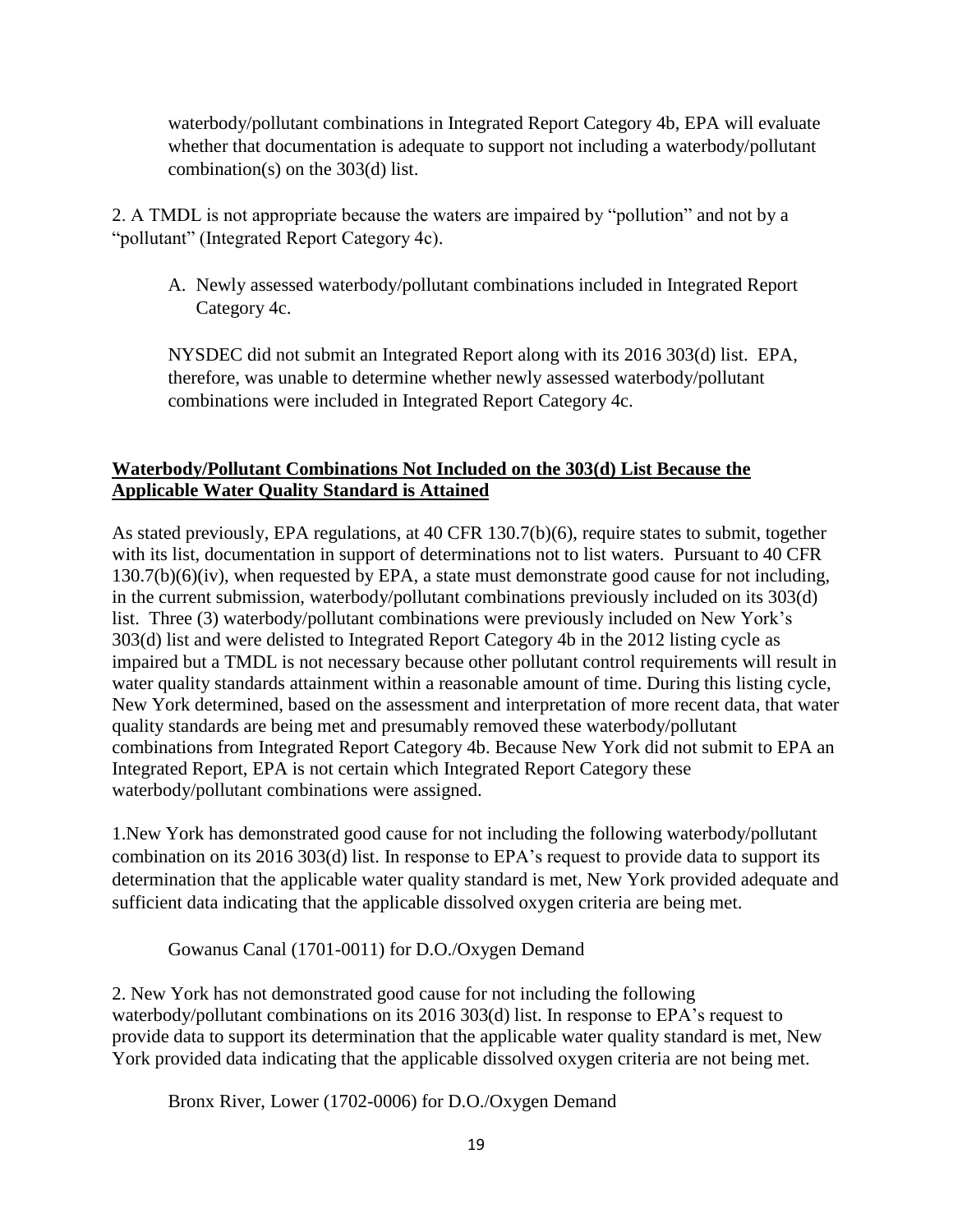waterbody/pollutant combinations in Integrated Report Category 4b, EPA will evaluate whether that documentation is adequate to support not including a waterbody/pollutant combination(s) on the 303(d) list.

2. A TMDL is not appropriate because the waters are impaired by "pollution" and not by a "pollutant" (Integrated Report Category 4c).

A. Newly assessed waterbody/pollutant combinations included in Integrated Report Category 4c.

NYSDEC did not submit an Integrated Report along with its 2016 303(d) list. EPA, therefore, was unable to determine whether newly assessed waterbody/pollutant combinations were included in Integrated Report Category 4c.

**Waterbody/Pollutant Combinations Not Included on the 303(d) List Because the Applicable Water Quality Standard is Attained**

As stated previously, EPA regulations, at 40 CFR 130.7(b)(6), require states to submit, together with its list, documentation in support of determinations not to list waters. Pursuant to 40 CFR 130.7(b)(6)(iv), when requested by EPA, a state must demonstrate good cause for not including, in the current submission, waterbody/pollutant combinations previously included on its 303(d) list. Three (3) waterbody/pollutant combinations were previously included on New York's 303(d) list and were delisted to Integrated Report Category 4b in the 2012 listing cycle as impaired but a TMDL is not necessary because other pollutant control requirements will result in water quality standards attainment within a reasonable amount of time. During this listing cycle, New York determined, based on the assessment and interpretation of more recent data, that water quality standards are being met and presumably removed these waterbody/pollutant combinations from Integrated Report Category 4b. Because New York did not submit to EPA an Integrated Report, EPA is not certain which Integrated Report Category these waterbody/pollutant combinations were assigned.

1.New York has demonstrated good cause for not including the following waterbody/pollutant combination on its 2016 303(d) list. In response to EPA's request to provide data to support its determination that the applicable water quality standard is met, New York provided adequate and sufficient data indicating that the applicable dissolved oxygen criteria are being met.

Gowanus Canal (1701-0011) for D.O./Oxygen Demand

2. New York has not demonstrated good cause for not including the following waterbody/pollutant combinations on its 2016 303(d) list. In response to EPA's request to provide data to support its determination that the applicable water quality standard is met, New York provided data indicating that the applicable dissolved oxygen criteria are not being met.

Bronx River, Lower (1702-0006) for D.O./Oxygen Demand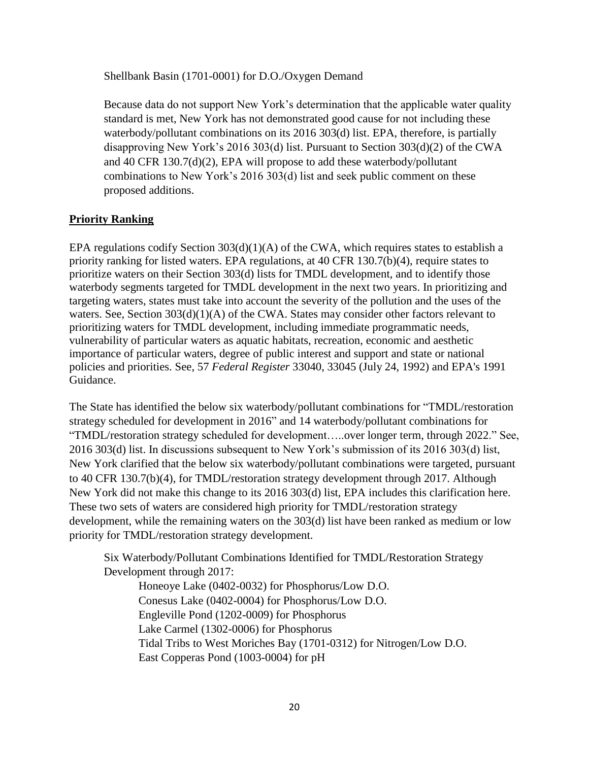Shellbank Basin (1701-0001) for D.O./Oxygen Demand

Because data do not support New York's determination that the applicable water quality standard is met, New York has not demonstrated good cause for not including these waterbody/pollutant combinations on its 2016 303(d) list. EPA, therefore, is partially disapproving New York's 2016 303(d) list. Pursuant to Section 303(d)(2) of the CWA and 40 CFR 130.7(d)(2), EPA will propose to add these waterbody/pollutant combinations to New York's 2016 303(d) list and seek public comment on these proposed additions.

**Priority Ranking**

EPA regulations codify Section 303(d)(1)(A) of the CWA, which requires states to establish a priority ranking for listed waters. EPA regulations, at 40 CFR 130.7(b)(4), require states to prioritize waters on their Section 303(d) lists for TMDL development, and to identify those waterbody segments targeted for TMDL development in the next two years. In prioritizing and targeting waters, states must take into account the severity of the pollution and the uses of the waters. See, Section 303(d)(1)(A) of the CWA. States may consider other factors relevant to prioritizing waters for TMDL development, including immediate programmatic needs, vulnerability of particular waters as aquatic habitats, recreation, economic and aesthetic importance of particular waters, degree of public interest and support and state or national policies and priorities. See, 57 *Federal Register* 33040, 33045 (July 24, 1992) and EPA's 1991 Guidance.

The State has identified the below six waterbody/pollutant combinations for "TMDL/restoration strategy scheduled for development in 2016" and 14 waterbody/pollutant combinations for "TMDL/restoration strategy scheduled for development…..over longer term, through 2022." See, 2016 303(d) list. In discussions subsequent to New York's submission of its 2016 303(d) list, New York clarified that the below six waterbody/pollutant combinations were targeted, pursuant to 40 CFR 130.7(b)(4), for TMDL/restoration strategy development through 2017. Although New York did not make this change to its 2016 303(d) list, EPA includes this clarification here. These two sets of waters are considered high priority for TMDL/restoration strategy development, while the remaining waters on the 303(d) list have been ranked as medium or low priority for TMDL/restoration strategy development.

Six Waterbody/Pollutant Combinations Identified for TMDL/Restoration Strategy Development through 2017:

- Honeoye Lake (0402-0032) for Phosphorus/Low D.O.
- Conesus Lake (0402-0004) for Phosphorus/Low D.O.
- Engleville Pond (1202-0009) for Phosphorus
- Lake Carmel (1302-0006) for Phosphorus
- Tidal Tribs to West Moriches Bay (1701-0312) for Nitrogen/Low D.O.
- East Copperas Pond (1003-0004) for pH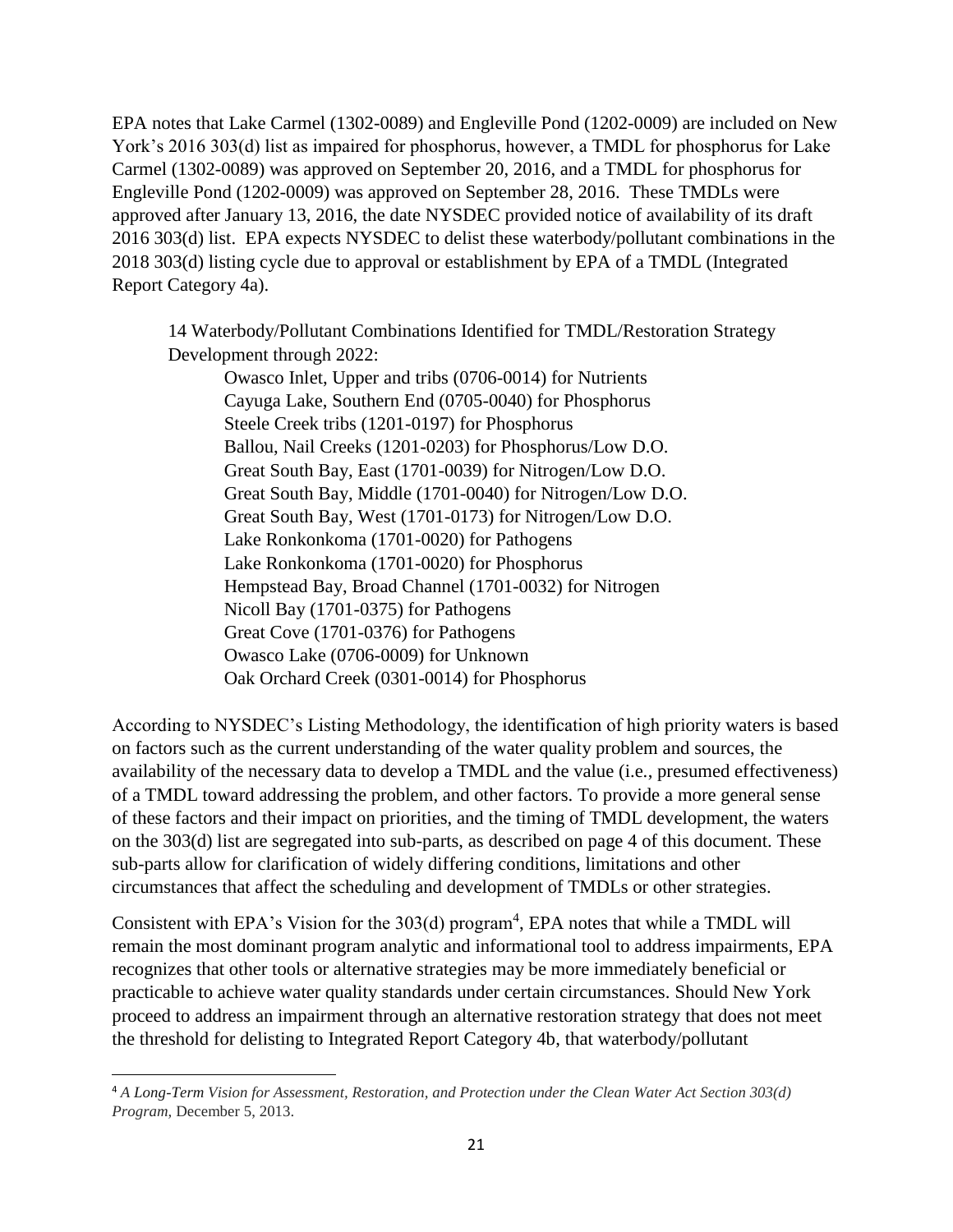EPA notes that Lake Carmel (1302-0089) and Engleville Pond (1202-0009) are included on New York's 2016 303(d) list as impaired for phosphorus, however, a TMDL for phosphorus for Lake Carmel (1302-0089) was approved on September 20, 2016, and a TMDL for phosphorus for Engleville Pond (1202-0009) was approved on September 28, 2016. These TMDLs were approved after January 13, 2016, the date NYSDEC provided notice of availability of its draft 2016 303(d) list. EPA expects NYSDEC to delist these waterbody/pollutant combinations in the 2018 303(d) listing cycle due to approval or establishment by EPA of a TMDL (Integrated Report Category 4a).

14 Waterbody/Pollutant Combinations Identified for TMDL/Restoration Strategy Development through 2022:

- Owasco Inlet, Upper and tribs (0706-0014) for Nutrients
- Cayuga Lake, Southern End (0705-0040) for Phosphorus
- Steele Creek tribs (1201-0197) for Phosphorus
- Ballou, Nail Creeks (1201-0203) for Phosphorus/Low D.O.
- Great South Bay, East (1701-0039) for Nitrogen/Low D.O.
- Great South Bay, Middle (1701-0040) for Nitrogen/Low D.O.
- Great South Bay, West (1701-0173) for Nitrogen/Low D.O.
- Lake Ronkonkoma (1701-0020) for Pathogens
- Lake Ronkonkoma (1701-0020) for Phosphorus
- Hempstead Bay, Broad Channel (1701-0032) for Nitrogen
- Nicoll Bay (1701-0375) for Pathogens
- Great Cove (1701-0376) for Pathogens
- Owasco Lake (0706-0009) for Unknown
- Oak Orchard Creek (0301-0014) for Phosphorus

According to NYSDEC's Listing Methodology, the identification of high priority waters is based on factors such as the current understanding of the water quality problem and sources, the availability of the necessary data to develop a TMDL and the value (i.e., presumed effectiveness) of a TMDL toward addressing the problem, and other factors. To provide a more general sense of these factors and their impact on priorities, and the timing of TMDL development, the waters on the 303(d) list are segregated into sub-parts, as described on page 4 of this document. These sub-parts allow for clarification of widely differing conditions, limitations and other circumstances that affect the scheduling and development of TMDLs or other strategies.

Consistent with EPA's Vision for the 303(d) program[4], EPA notes that while a TMDL will remain the most dominant program analytic and informational tool to address impairments, EPA recognizes that other tools or alternative strategies may be more immediately beneficial or practicable to achieve water quality standards under certain circumstances. Should New York proceed to address an impairment through an alternative restoration strategy that does not meet the threshold for delisting to Integrated Report Category 4b, that waterbody/pollutant

[4] *A Long-Term Vision for Assessment, Restoration, and Protection under the Clean Water Act Section 303(d) Program*, December 5, 2013.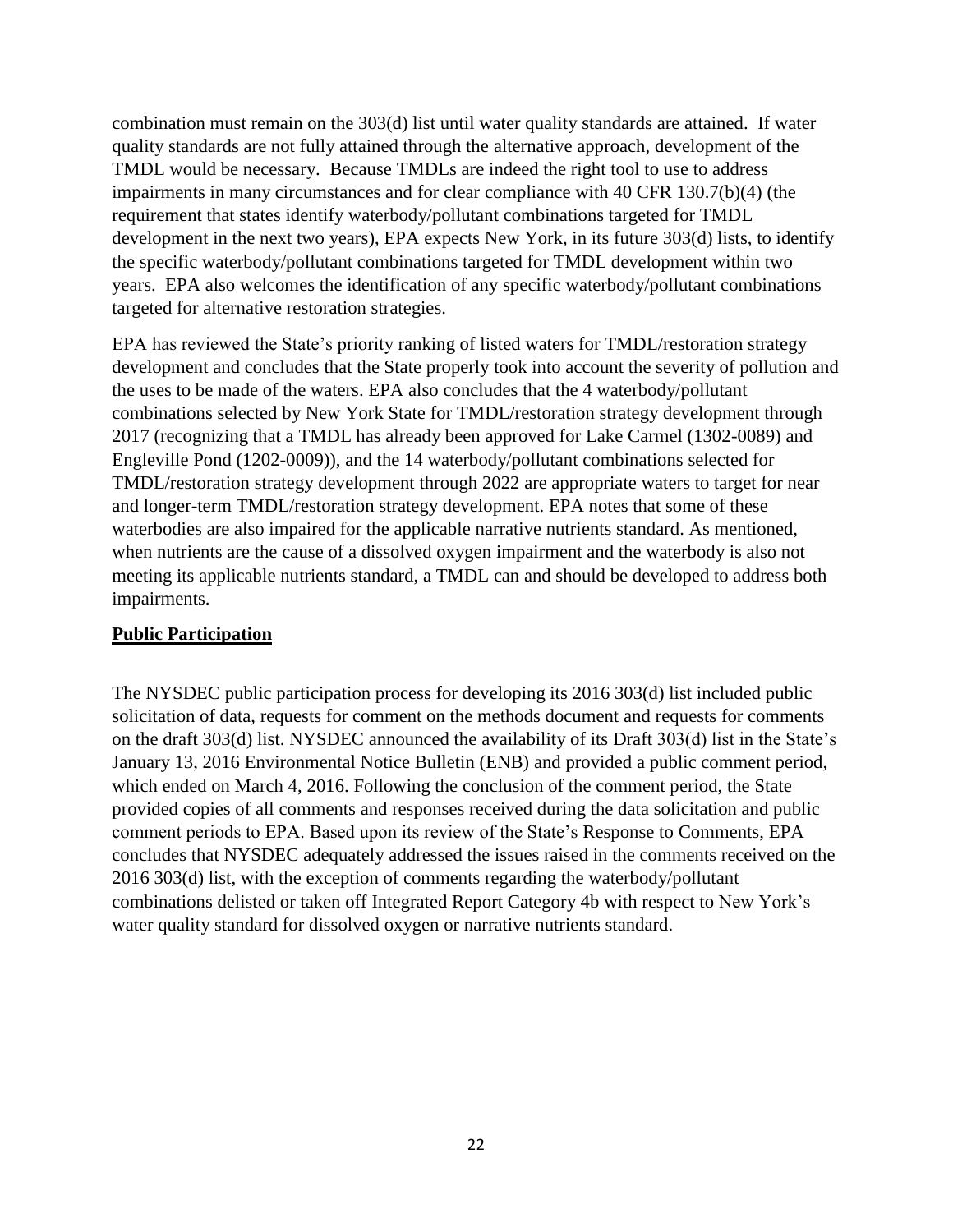combination must remain on the 303(d) list until water quality standards are attained. If water quality standards are not fully attained through the alternative approach, development of the TMDL would be necessary. Because TMDLs are indeed the right tool to use to address impairments in many circumstances and for clear compliance with 40 CFR 130.7(b)(4) (the requirement that states identify waterbody/pollutant combinations targeted for TMDL development in the next two years), EPA expects New York, in its future 303(d) lists, to identify the specific waterbody/pollutant combinations targeted for TMDL development within two years. EPA also welcomes the identification of any specific waterbody/pollutant combinations targeted for alternative restoration strategies.

EPA has reviewed the State's priority ranking of listed waters for TMDL/restoration strategy development and concludes that the State properly took into account the severity of pollution and the uses to be made of the waters. EPA also concludes that the 4 waterbody/pollutant combinations selected by New York State for TMDL/restoration strategy development through 2017 (recognizing that a TMDL has already been approved for Lake Carmel (1302-0089) and Engleville Pond (1202-0009)), and the 14 waterbody/pollutant combinations selected for TMDL/restoration strategy development through 2022 are appropriate waters to target for near and longer-term TMDL/restoration strategy development. EPA notes that some of these waterbodies are also impaired for the applicable narrative nutrients standard. As mentioned, when nutrients are the cause of a dissolved oxygen impairment and the waterbody is also not meeting its applicable nutrients standard, a TMDL can and should be developed to address both impairments.

## Public Participation

The NYSDEC public participation process for developing its 2016 303(d) list included public solicitation of data, requests for comment on the methods document and requests for comments on the draft 303(d) list. NYSDEC announced the availability of its Draft 303(d) list in the State's January 13, 2016 Environmental Notice Bulletin (ENB) and provided a public comment period, which ended on March 4, 2016. Following the conclusion of the comment period, the State provided copies of all comments and responses received during the data solicitation and public comment periods to EPA. Based upon its review of the State's Response to Comments, EPA concludes that NYSDEC adequately addressed the issues raised in the comments received on the 2016 303(d) list, with the exception of comments regarding the waterbody/pollutant combinations delisted or taken off Integrated Report Category 4b with respect to New York's water quality standard for dissolved oxygen or narrative nutrients standard.